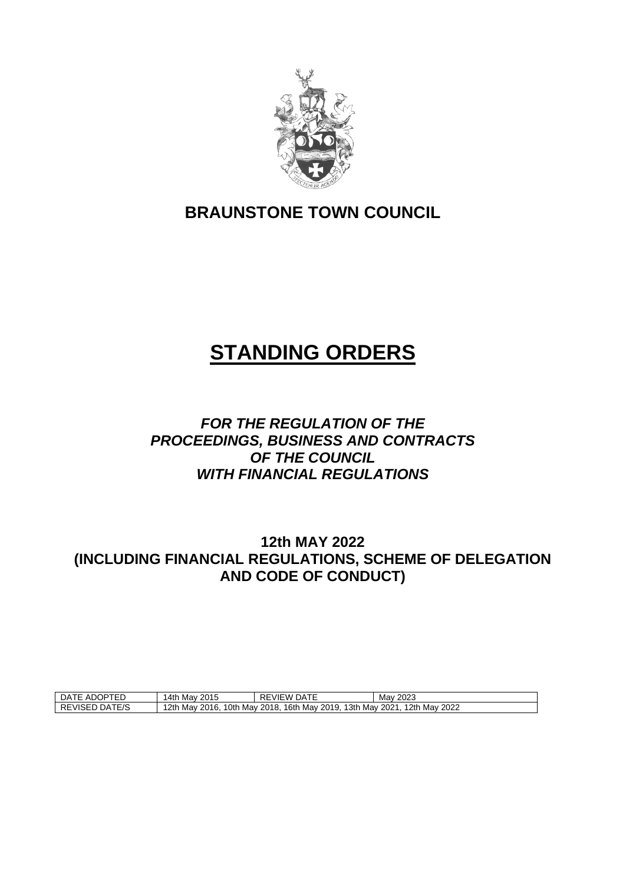# BRAUNSTONE TOWN COUNCIL

# STANDING ORDERS

***FOR THE REGULATION OF THE PROCEEDINGS, BUSINESS AND CONTRACTS OF THE COUNCIL WITH FINANCIAL REGULATIONS***

**12th MAY 2022 (INCLUDING FINANCIAL REGULATIONS, SCHEME OF DELEGATION AND CODE OF CONDUCT)**

| DATE ADOPTED | 14th May 2015 | REVIEW DATE | May 2023 |
| --- | --- | --- | --- |
| REVISED DATE/S | 12th May 2016, 10th May 2018, 16th May 2019, 13th May 2021, 12th May 2022 | | |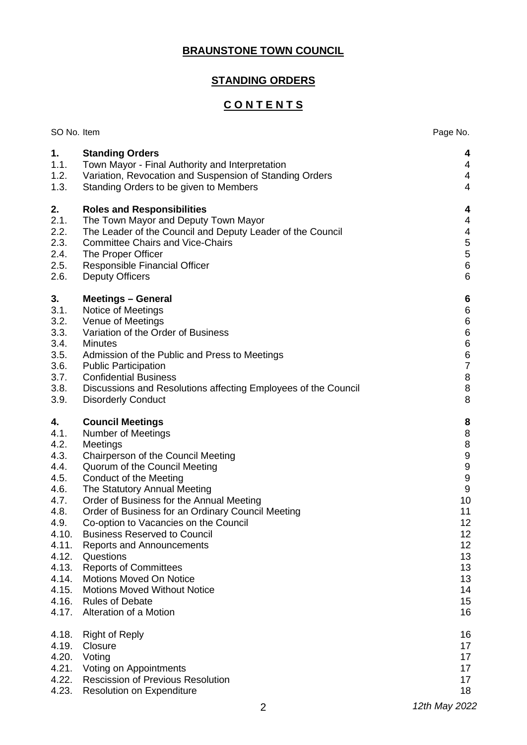# BRAUNSTONE TOWN COUNCIL

## STANDING ORDERS

## C O N T E N T S

| SO No. | Item | Page No. |
|---|---|---|
| **1.** | **Standing Orders** | **4** |
| 1.1. | Town Mayor - Final Authority and Interpretation | 4 |
| 1.2. | Variation, Revocation and Suspension of Standing Orders | 4 |
| 1.3. | Standing Orders to be given to Members | 4 |
| **2.** | **Roles and Responsibilities** | **4** |
| 2.1. | The Town Mayor and Deputy Town Mayor | 4 |
| 2.2. | The Leader of the Council and Deputy Leader of the Council | 4 |
| 2.3. | Committee Chairs and Vice-Chairs | 5 |
| 2.4. | The Proper Officer | 5 |
| 2.5. | Responsible Financial Officer | 6 |
| 2.6. | Deputy Officers | 6 |
| **3.** | **Meetings – General** | **6** |
| 3.1. | Notice of Meetings | 6 |
| 3.2. | Venue of Meetings | 6 |
| 3.3. | Variation of the Order of Business | 6 |
| 3.4. | Minutes | 6 |
| 3.5. | Admission of the Public and Press to Meetings | 6 |
| 3.6. | Public Participation | 7 |
| 3.7. | Confidential Business | 8 |
| 3.8. | Discussions and Resolutions affecting Employees of the Council | 8 |
| 3.9. | Disorderly Conduct | 8 |
| **4.** | **Council Meetings** | **8** |
| 4.1. | Number of Meetings | 8 |
| 4.2. | Meetings | 8 |
| 4.3. | Chairperson of the Council Meeting | 9 |
| 4.4. | Quorum of the Council Meeting | 9 |
| 4.5. | Conduct of the Meeting | 9 |
| 4.6. | The Statutory Annual Meeting | 9 |
| 4.7. | Order of Business for the Annual Meeting | 10 |
| 4.8. | Order of Business for an Ordinary Council Meeting | 11 |
| 4.9. | Co-option to Vacancies on the Council | 12 |
| 4.10. | Business Reserved to Council | 12 |
| 4.11. | Reports and Announcements | 12 |
| 4.12. | Questions | 13 |
| 4.13. | Reports of Committees | 13 |
| 4.14. | Motions Moved On Notice | 13 |
| 4.15. | Motions Moved Without Notice | 14 |
| 4.16. | Rules of Debate | 15 |
| 4.17. | Alteration of a Motion | 16 |
| 4.18. | Right of Reply | 16 |
| 4.19. | Closure | 17 |
| 4.20. | Voting | 17 |
| 4.21. | Voting on Appointments | 17 |
| 4.22. | Rescission of Previous Resolution | 17 |
| 4.23. | Resolution on Expenditure | 18 |

*12th May 2022*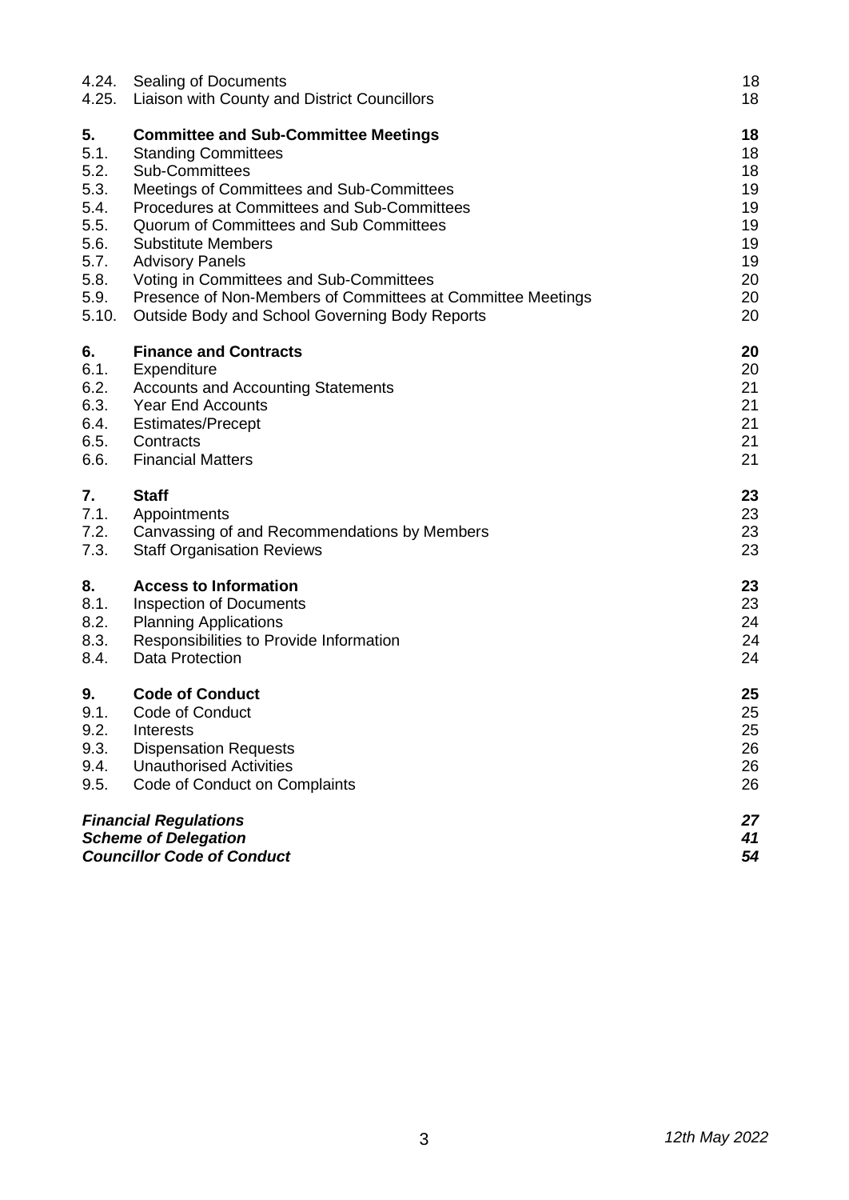| | | |
|---|---|---|
| 4.24. | Sealing of Documents | 18 |
| 4.25. | Liaison with County and District Councillors | 18 |
| **5.** | **Committee and Sub-Committee Meetings** | **18** |
| 5.1. | Standing Committees | 18 |
| 5.2. | Sub-Committees | 18 |
| 5.3. | Meetings of Committees and Sub-Committees | 19 |
| 5.4. | Procedures at Committees and Sub-Committees | 19 |
| 5.5. | Quorum of Committees and Sub Committees | 19 |
| 5.6. | Substitute Members | 19 |
| 5.7. | Advisory Panels | 19 |
| 5.8. | Voting in Committees and Sub-Committees | 20 |
| 5.9. | Presence of Non-Members of Committees at Committee Meetings | 20 |
| 5.10. | Outside Body and School Governing Body Reports | 20 |
| **6.** | **Finance and Contracts** | **20** |
| 6.1. | Expenditure | 20 |
| 6.2. | Accounts and Accounting Statements | 21 |
| 6.3. | Year End Accounts | 21 |
| 6.4. | Estimates/Precept | 21 |
| 6.5. | Contracts | 21 |
| 6.6. | Financial Matters | 21 |
| **7.** | **Staff** | **23** |
| 7.1. | Appointments | 23 |
| 7.2. | Canvassing of and Recommendations by Members | 23 |
| 7.3. | Staff Organisation Reviews | 23 |
| **8.** | **Access to Information** | **23** |
| 8.1. | Inspection of Documents | 23 |
| 8.2. | Planning Applications | 24 |
| 8.3. | Responsibilities to Provide Information | 24 |
| 8.4. | Data Protection | 24 |
| **9.** | **Code of Conduct** | **25** |
| 9.1. | Code of Conduct | 25 |
| 9.2. | Interests | 25 |
| 9.3. | Dispensation Requests | 26 |
| 9.4. | Unauthorised Activities | 26 |
| 9.5. | Code of Conduct on Complaints | 26 |
| ***Financial Regulations*** | | ***27*** |
| ***Scheme of Delegation*** | | ***41*** |
| ***Councillor Code of Conduct*** | | ***54*** |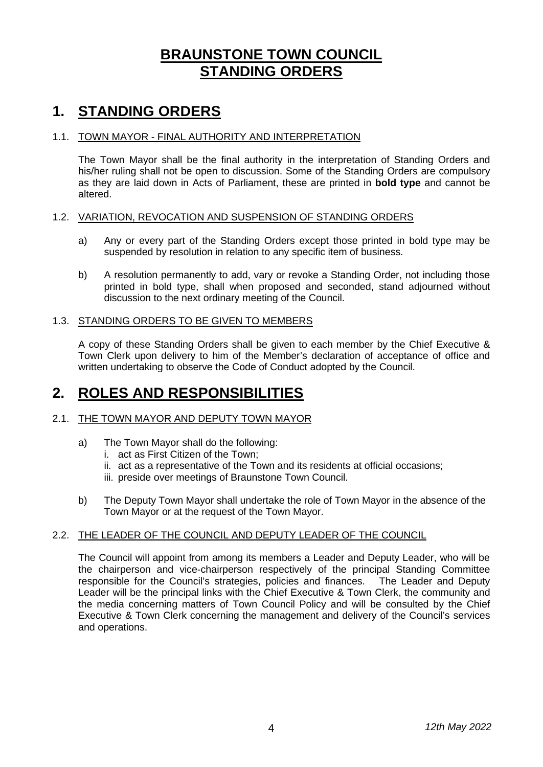# BRAUNSTONE TOWN COUNCIL STANDING ORDERS

## 1. STANDING ORDERS

### 1.1. TOWN MAYOR - FINAL AUTHORITY AND INTERPRETATION

The Town Mayor shall be the final authority in the interpretation of Standing Orders and his/her ruling shall not be open to discussion. Some of the Standing Orders are compulsory as they are laid down in Acts of Parliament, these are printed in **bold type** and cannot be altered.

### 1.2. VARIATION, REVOCATION AND SUSPENSION OF STANDING ORDERS

a) Any or every part of the Standing Orders except those printed in bold type may be suspended by resolution in relation to any specific item of business.

b) A resolution permanently to add, vary or revoke a Standing Order, not including those printed in bold type, shall when proposed and seconded, stand adjourned without discussion to the next ordinary meeting of the Council.

### 1.3. STANDING ORDERS TO BE GIVEN TO MEMBERS

A copy of these Standing Orders shall be given to each member by the Chief Executive & Town Clerk upon delivery to him of the Member's declaration of acceptance of office and written undertaking to observe the Code of Conduct adopted by the Council.

## 2. ROLES AND RESPONSIBILITIES

### 2.1. THE TOWN MAYOR AND DEPUTY TOWN MAYOR

a) The Town Mayor shall do the following:
   i. act as First Citizen of the Town;
   ii. act as a representative of the Town and its residents at official occasions;
   iii. preside over meetings of Braunstone Town Council.

b) The Deputy Town Mayor shall undertake the role of Town Mayor in the absence of the Town Mayor or at the request of the Town Mayor.

### 2.2. THE LEADER OF THE COUNCIL AND DEPUTY LEADER OF THE COUNCIL

The Council will appoint from among its members a Leader and Deputy Leader, who will be the chairperson and vice-chairperson respectively of the principal Standing Committee responsible for the Council's strategies, policies and finances. The Leader and Deputy Leader will be the principal links with the Chief Executive & Town Clerk, the community and the media concerning matters of Town Council Policy and will be consulted by the Chief Executive & Town Clerk concerning the management and delivery of the Council's services and operations.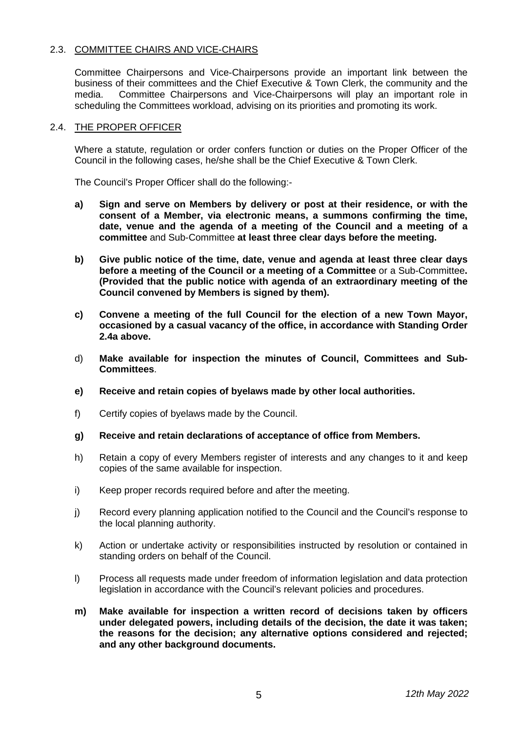## 2.3. COMMITTEE CHAIRS AND VICE-CHAIRS

Committee Chairpersons and Vice-Chairpersons provide an important link between the business of their committees and the Chief Executive & Town Clerk, the community and the media. Committee Chairpersons and Vice-Chairpersons will play an important role in scheduling the Committees workload, advising on its priorities and promoting its work.

## 2.4. THE PROPER OFFICER

Where a statute, regulation or order confers function or duties on the Proper Officer of the Council in the following cases, he/she shall be the Chief Executive & Town Clerk.

The Council's Proper Officer shall do the following:-

**a) Sign and serve on Members by delivery or post at their residence, or with the consent of a Member, via electronic means, a summons confirming the time, date, venue and the agenda of a meeting of the Council and a meeting of a committee** and Sub-Committee **at least three clear days before the meeting.**

**b) Give public notice of the time, date, venue and agenda at least three clear days before a meeting of the Council or a meeting of a Committee** or a Sub-Committee**. (Provided that the public notice with agenda of an extraordinary meeting of the Council convened by Members is signed by them).**

**c) Convene a meeting of the full Council for the election of a new Town Mayor, occasioned by a casual vacancy of the office, in accordance with Standing Order 2.4a above.**

d) **Make available for inspection the minutes of Council, Committees and Sub-Committees**.

**e) Receive and retain copies of byelaws made by other local authorities.**

f) Certify copies of byelaws made by the Council.

**g) Receive and retain declarations of acceptance of office from Members.**

h) Retain a copy of every Members register of interests and any changes to it and keep copies of the same available for inspection.

i) Keep proper records required before and after the meeting.

j) Record every planning application notified to the Council and the Council's response to the local planning authority.

k) Action or undertake activity or responsibilities instructed by resolution or contained in standing orders on behalf of the Council.

l) Process all requests made under freedom of information legislation and data protection legislation in accordance with the Council's relevant policies and procedures.

**m) Make available for inspection a written record of decisions taken by officers under delegated powers, including details of the decision, the date it was taken; the reasons for the decision; any alternative options considered and rejected; and any other background documents.**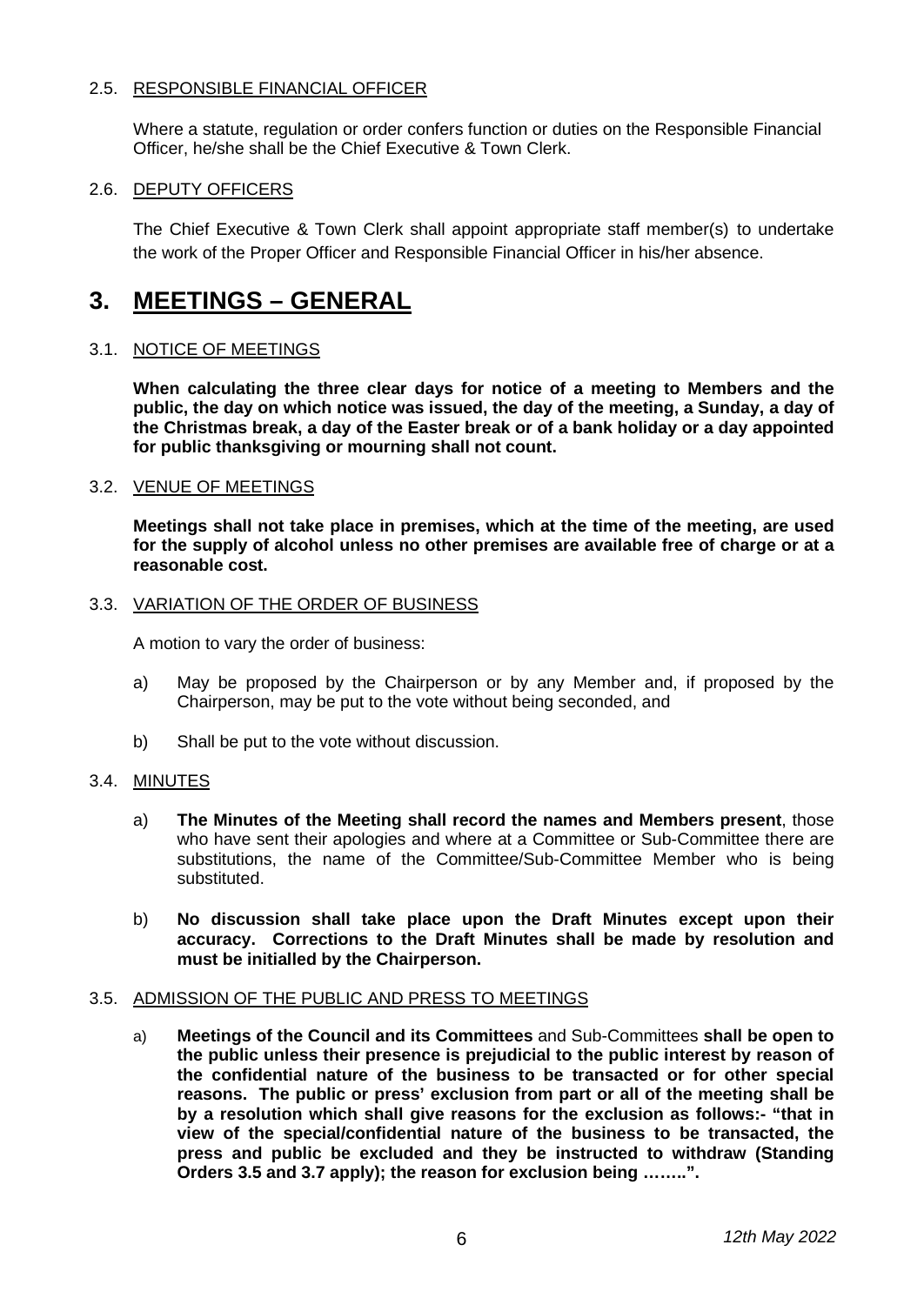2.5. RESPONSIBLE FINANCIAL OFFICER

Where a statute, regulation or order confers function or duties on the Responsible Financial Officer, he/she shall be the Chief Executive & Town Clerk.

2.6. DEPUTY OFFICERS

The Chief Executive & Town Clerk shall appoint appropriate staff member(s) to undertake the work of the Proper Officer and Responsible Financial Officer in his/her absence.

# 3. MEETINGS – GENERAL

3.1. NOTICE OF MEETINGS

**When calculating the three clear days for notice of a meeting to Members and the public, the day on which notice was issued, the day of the meeting, a Sunday, a day of the Christmas break, a day of the Easter break or of a bank holiday or a day appointed for public thanksgiving or mourning shall not count.**

3.2. VENUE OF MEETINGS

**Meetings shall not take place in premises, which at the time of the meeting, are used for the supply of alcohol unless no other premises are available free of charge or at a reasonable cost.**

3.3. VARIATION OF THE ORDER OF BUSINESS

A motion to vary the order of business:

a) May be proposed by the Chairperson or by any Member and, if proposed by the Chairperson, may be put to the vote without being seconded, and

b) Shall be put to the vote without discussion.

3.4. MINUTES

a) **The Minutes of the Meeting shall record the names and Members present**, those who have sent their apologies and where at a Committee or Sub-Committee there are substitutions, the name of the Committee/Sub-Committee Member who is being substituted.

b) **No discussion shall take place upon the Draft Minutes except upon their accuracy. Corrections to the Draft Minutes shall be made by resolution and must be initialled by the Chairperson.**

3.5. ADMISSION OF THE PUBLIC AND PRESS TO MEETINGS

a) **Meetings of the Council and its Committees** and Sub-Committees **shall be open to the public unless their presence is prejudicial to the public interest by reason of the confidential nature of the business to be transacted or for other special reasons. The public or press' exclusion from part or all of the meeting shall be by a resolution which shall give reasons for the exclusion as follows:- "that in view of the special/confidential nature of the business to be transacted, the press and public be excluded and they be instructed to withdraw (Standing Orders 3.5 and 3.7 apply); the reason for exclusion being ……..".**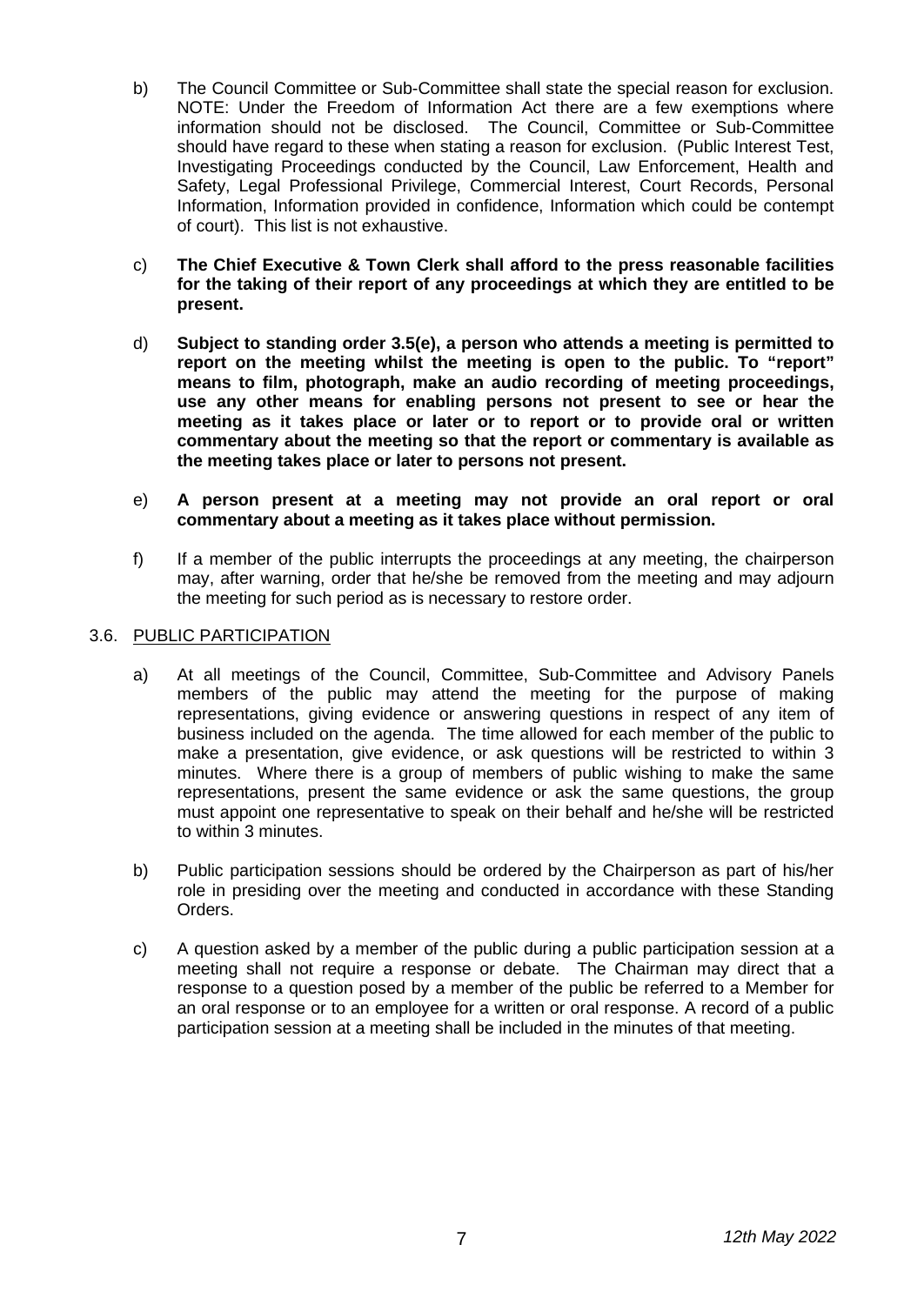b) The Council Committee or Sub-Committee shall state the special reason for exclusion. NOTE: Under the Freedom of Information Act there are a few exemptions where information should not be disclosed. The Council, Committee or Sub-Committee should have regard to these when stating a reason for exclusion. (Public Interest Test, Investigating Proceedings conducted by the Council, Law Enforcement, Health and Safety, Legal Professional Privilege, Commercial Interest, Court Records, Personal Information, Information provided in confidence, Information which could be contempt of court). This list is not exhaustive.

c) **The Chief Executive & Town Clerk shall afford to the press reasonable facilities for the taking of their report of any proceedings at which they are entitled to be present.**

d) **Subject to standing order 3.5(e), a person who attends a meeting is permitted to report on the meeting whilst the meeting is open to the public. To "report" means to film, photograph, make an audio recording of meeting proceedings, use any other means for enabling persons not present to see or hear the meeting as it takes place or later or to report or to provide oral or written commentary about the meeting so that the report or commentary is available as the meeting takes place or later to persons not present.**

e) **A person present at a meeting may not provide an oral report or oral commentary about a meeting as it takes place without permission.**

f) If a member of the public interrupts the proceedings at any meeting, the chairperson may, after warning, order that he/she be removed from the meeting and may adjourn the meeting for such period as is necessary to restore order.

## 3.6. PUBLIC PARTICIPATION

a) At all meetings of the Council, Committee, Sub-Committee and Advisory Panels members of the public may attend the meeting for the purpose of making representations, giving evidence or answering questions in respect of any item of business included on the agenda. The time allowed for each member of the public to make a presentation, give evidence, or ask questions will be restricted to within 3 minutes. Where there is a group of members of public wishing to make the same representations, present the same evidence or ask the same questions, the group must appoint one representative to speak on their behalf and he/she will be restricted to within 3 minutes.

b) Public participation sessions should be ordered by the Chairperson as part of his/her role in presiding over the meeting and conducted in accordance with these Standing Orders.

c) A question asked by a member of the public during a public participation session at a meeting shall not require a response or debate. The Chairman may direct that a response to a question posed by a member of the public be referred to a Member for an oral response or to an employee for a written or oral response. A record of a public participation session at a meeting shall be included in the minutes of that meeting.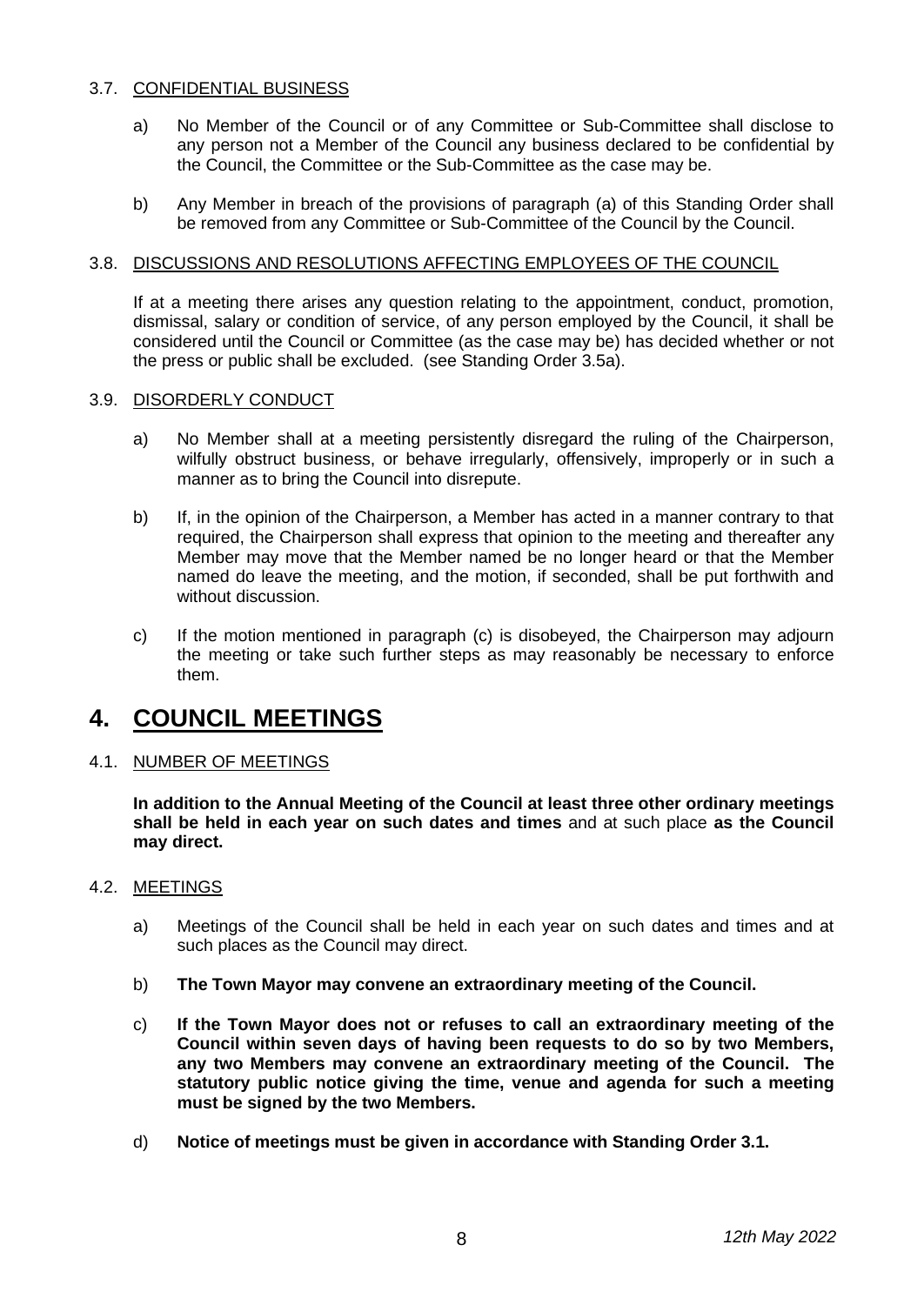### 3.7. <u>CONFIDENTIAL BUSINESS</u>

a) No Member of the Council or of any Committee or Sub-Committee shall disclose to any person not a Member of the Council any business declared to be confidential by the Council, the Committee or the Sub-Committee as the case may be.

b) Any Member in breach of the provisions of paragraph (a) of this Standing Order shall be removed from any Committee or Sub-Committee of the Council by the Council.

### 3.8. <u>DISCUSSIONS AND RESOLUTIONS AFFECTING EMPLOYEES OF THE COUNCIL</u>

If at a meeting there arises any question relating to the appointment, conduct, promotion, dismissal, salary or condition of service, of any person employed by the Council, it shall be considered until the Council or Committee (as the case may be) has decided whether or not the press or public shall be excluded. (see Standing Order 3.5a).

### 3.9. <u>DISORDERLY CONDUCT</u>

a) No Member shall at a meeting persistently disregard the ruling of the Chairperson, wilfully obstruct business, or behave irregularly, offensively, improperly or in such a manner as to bring the Council into disrepute.

b) If, in the opinion of the Chairperson, a Member has acted in a manner contrary to that required, the Chairperson shall express that opinion to the meeting and thereafter any Member may move that the Member named be no longer heard or that the Member named do leave the meeting, and the motion, if seconded, shall be put forthwith and without discussion.

c) If the motion mentioned in paragraph (c) is disobeyed, the Chairperson may adjourn the meeting or take such further steps as may reasonably be necessary to enforce them.

# 4. <u>COUNCIL MEETINGS</u>

### 4.1. <u>NUMBER OF MEETINGS</u>

**In addition to the Annual Meeting of the Council at least three other ordinary meetings shall be held in each year on such dates and times** and at such place **as the Council may direct.**

### 4.2. <u>MEETINGS</u>

a) Meetings of the Council shall be held in each year on such dates and times and at such places as the Council may direct.

b) **The Town Mayor may convene an extraordinary meeting of the Council.**

c) **If the Town Mayor does not or refuses to call an extraordinary meeting of the Council within seven days of having been requests to do so by two Members, any two Members may convene an extraordinary meeting of the Council. The statutory public notice giving the time, venue and agenda for such a meeting must be signed by the two Members.**

d) **Notice of meetings must be given in accordance with Standing Order 3.1.**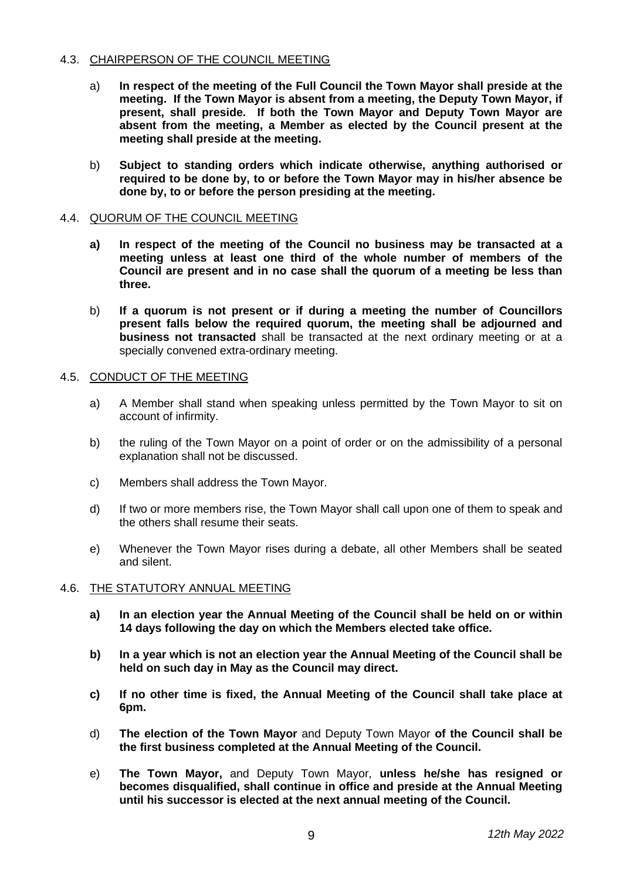### 4.3. CHAIRPERSON OF THE COUNCIL MEETING

a) **In respect of the meeting of the Full Council the Town Mayor shall preside at the meeting. If the Town Mayor is absent from a meeting, the Deputy Town Mayor, if present, shall preside. If both the Town Mayor and Deputy Town Mayor are absent from the meeting, a Member as elected by the Council present at the meeting shall preside at the meeting.**

b) **Subject to standing orders which indicate otherwise, anything authorised or required to be done by, to or before the Town Mayor may in his/her absence be done by, to or before the person presiding at the meeting.**

### 4.4. QUORUM OF THE COUNCIL MEETING

**a) In respect of the meeting of the Council no business may be transacted at a meeting unless at least one third of the whole number of members of the Council are present and in no case shall the quorum of a meeting be less than three.**

b) **If a quorum is not present or if during a meeting the number of Councillors present falls below the required quorum, the meeting shall be adjourned and business not transacted** shall be transacted at the next ordinary meeting or at a specially convened extra-ordinary meeting.

### 4.5. CONDUCT OF THE MEETING

a) A Member shall stand when speaking unless permitted by the Town Mayor to sit on account of infirmity.

b) the ruling of the Town Mayor on a point of order or on the admissibility of a personal explanation shall not be discussed.

c) Members shall address the Town Mayor.

d) If two or more members rise, the Town Mayor shall call upon one of them to speak and the others shall resume their seats.

e) Whenever the Town Mayor rises during a debate, all other Members shall be seated and silent.

### 4.6. THE STATUTORY ANNUAL MEETING

**a) In an election year the Annual Meeting of the Council shall be held on or within 14 days following the day on which the Members elected take office.**

**b) In a year which is not an election year the Annual Meeting of the Council shall be held on such day in May as the Council may direct.**

**c) If no other time is fixed, the Annual Meeting of the Council shall take place at 6pm.**

d) **The election of the Town Mayor** and Deputy Town Mayor **of the Council shall be the first business completed at the Annual Meeting of the Council.**

e) **The Town Mayor,** and Deputy Town Mayor, **unless he/she has resigned or becomes disqualified, shall continue in office and preside at the Annual Meeting until his successor is elected at the next annual meeting of the Council.**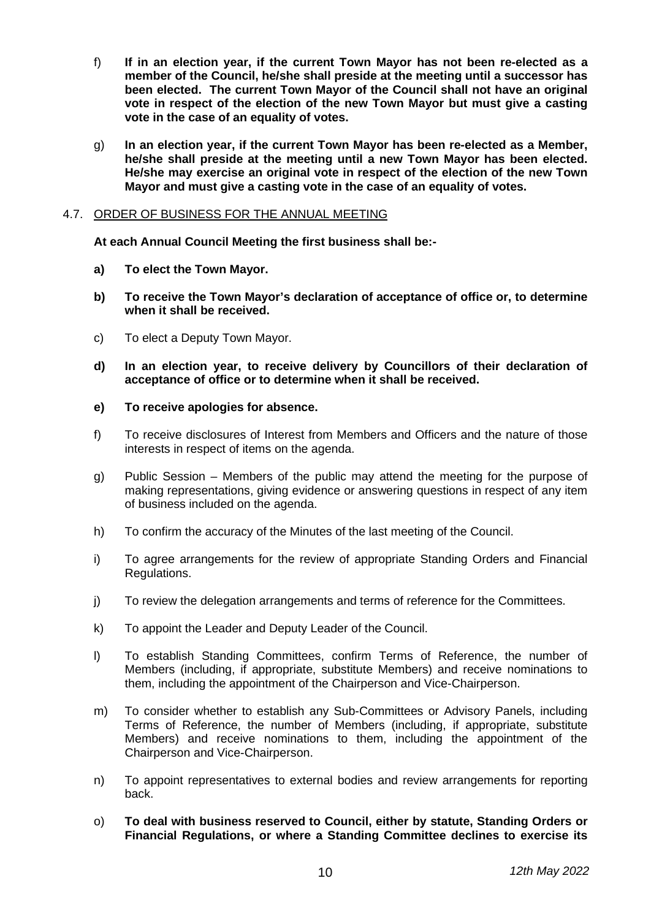f) **If in an election year, if the current Town Mayor has not been re-elected as a member of the Council, he/she shall preside at the meeting until a successor has been elected. The current Town Mayor of the Council shall not have an original vote in respect of the election of the new Town Mayor but must give a casting vote in the case of an equality of votes.**

g) **In an election year, if the current Town Mayor has been re-elected as a Member, he/she shall preside at the meeting until a new Town Mayor has been elected. He/she may exercise an original vote in respect of the election of the new Town Mayor and must give a casting vote in the case of an equality of votes.**

4.7. <u>ORDER OF BUSINESS FOR THE ANNUAL MEETING</u>

**At each Annual Council Meeting the first business shall be:-**

**a) To elect the Town Mayor.**

**b) To receive the Town Mayor's declaration of acceptance of office or, to determine when it shall be received.**

c) To elect a Deputy Town Mayor.

**d) In an election year, to receive delivery by Councillors of their declaration of acceptance of office or to determine when it shall be received.**

**e) To receive apologies for absence.**

f) To receive disclosures of Interest from Members and Officers and the nature of those interests in respect of items on the agenda.

g) Public Session – Members of the public may attend the meeting for the purpose of making representations, giving evidence or answering questions in respect of any item of business included on the agenda.

h) To confirm the accuracy of the Minutes of the last meeting of the Council.

i) To agree arrangements for the review of appropriate Standing Orders and Financial Regulations.

j) To review the delegation arrangements and terms of reference for the Committees.

k) To appoint the Leader and Deputy Leader of the Council.

l) To establish Standing Committees, confirm Terms of Reference, the number of Members (including, if appropriate, substitute Members) and receive nominations to them, including the appointment of the Chairperson and Vice-Chairperson.

m) To consider whether to establish any Sub-Committees or Advisory Panels, including Terms of Reference, the number of Members (including, if appropriate, substitute Members) and receive nominations to them, including the appointment of the Chairperson and Vice-Chairperson.

n) To appoint representatives to external bodies and review arrangements for reporting back.

o) **To deal with business reserved to Council, either by statute, Standing Orders or Financial Regulations, or where a Standing Committee declines to exercise its**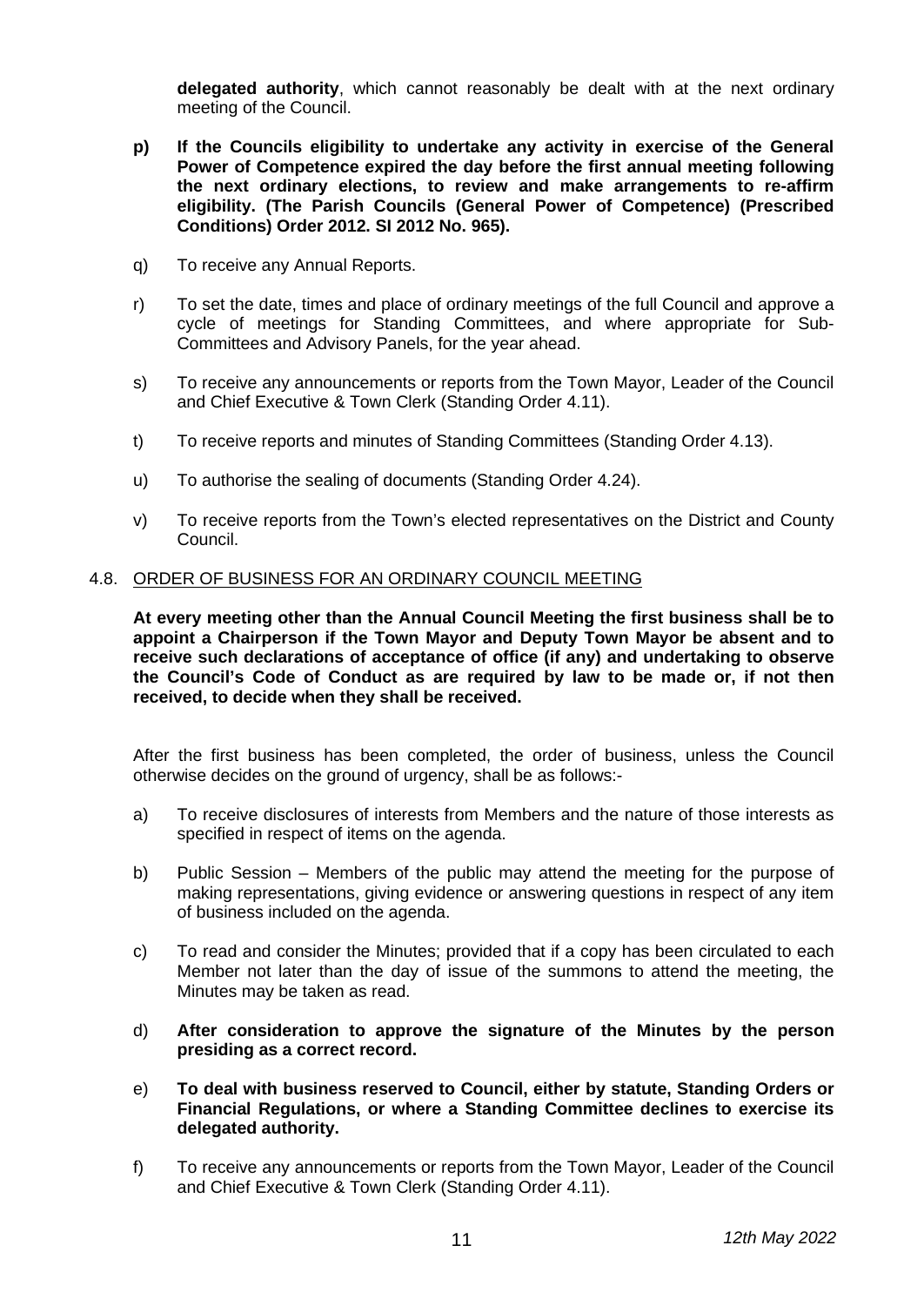**delegated authority**, which cannot reasonably be dealt with at the next ordinary meeting of the Council.

**p) If the Councils eligibility to undertake any activity in exercise of the General Power of Competence expired the day before the first annual meeting following the next ordinary elections, to review and make arrangements to re-affirm eligibility. (The Parish Councils (General Power of Competence) (Prescribed Conditions) Order 2012. SI 2012 No. 965).**

q) To receive any Annual Reports.

r) To set the date, times and place of ordinary meetings of the full Council and approve a cycle of meetings for Standing Committees, and where appropriate for Sub-Committees and Advisory Panels, for the year ahead.

s) To receive any announcements or reports from the Town Mayor, Leader of the Council and Chief Executive & Town Clerk (Standing Order 4.11).

t) To receive reports and minutes of Standing Committees (Standing Order 4.13).

u) To authorise the sealing of documents (Standing Order 4.24).

v) To receive reports from the Town's elected representatives on the District and County Council.

4.8. <u>ORDER OF BUSINESS FOR AN ORDINARY COUNCIL MEETING</u>

**At every meeting other than the Annual Council Meeting the first business shall be to appoint a Chairperson if the Town Mayor and Deputy Town Mayor be absent and to receive such declarations of acceptance of office (if any) and undertaking to observe the Council's Code of Conduct as are required by law to be made or, if not then received, to decide when they shall be received.**

After the first business has been completed, the order of business, unless the Council otherwise decides on the ground of urgency, shall be as follows:-

a) To receive disclosures of interests from Members and the nature of those interests as specified in respect of items on the agenda.

b) Public Session – Members of the public may attend the meeting for the purpose of making representations, giving evidence or answering questions in respect of any item of business included on the agenda.

c) To read and consider the Minutes; provided that if a copy has been circulated to each Member not later than the day of issue of the summons to attend the meeting, the Minutes may be taken as read.

d) **After consideration to approve the signature of the Minutes by the person presiding as a correct record.**

e) **To deal with business reserved to Council, either by statute, Standing Orders or Financial Regulations, or where a Standing Committee declines to exercise its delegated authority.**

f) To receive any announcements or reports from the Town Mayor, Leader of the Council and Chief Executive & Town Clerk (Standing Order 4.11).

*12th May 2022*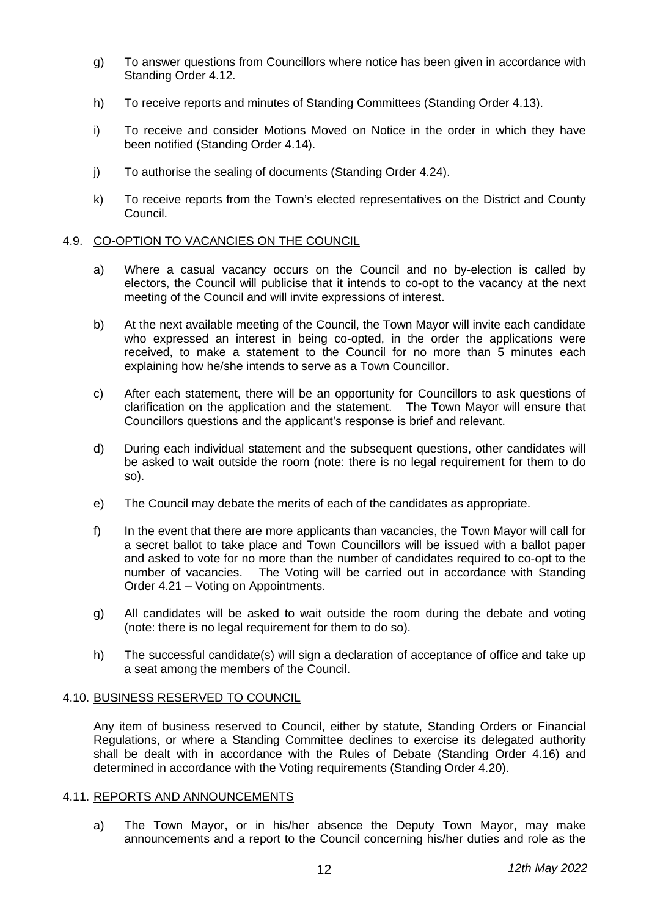g) To answer questions from Councillors where notice has been given in accordance with Standing Order 4.12.

h) To receive reports and minutes of Standing Committees (Standing Order 4.13).

i) To receive and consider Motions Moved on Notice in the order in which they have been notified (Standing Order 4.14).

j) To authorise the sealing of documents (Standing Order 4.24).

k) To receive reports from the Town's elected representatives on the District and County Council.

## 4.9. CO-OPTION TO VACANCIES ON THE COUNCIL

a) Where a casual vacancy occurs on the Council and no by-election is called by electors, the Council will publicise that it intends to co-opt to the vacancy at the next meeting of the Council and will invite expressions of interest.

b) At the next available meeting of the Council, the Town Mayor will invite each candidate who expressed an interest in being co-opted, in the order the applications were received, to make a statement to the Council for no more than 5 minutes each explaining how he/she intends to serve as a Town Councillor.

c) After each statement, there will be an opportunity for Councillors to ask questions of clarification on the application and the statement. The Town Mayor will ensure that Councillors questions and the applicant's response is brief and relevant.

d) During each individual statement and the subsequent questions, other candidates will be asked to wait outside the room (note: there is no legal requirement for them to do so).

e) The Council may debate the merits of each of the candidates as appropriate.

f) In the event that there are more applicants than vacancies, the Town Mayor will call for a secret ballot to take place and Town Councillors will be issued with a ballot paper and asked to vote for no more than the number of candidates required to co-opt to the number of vacancies. The Voting will be carried out in accordance with Standing Order 4.21 – Voting on Appointments.

g) All candidates will be asked to wait outside the room during the debate and voting (note: there is no legal requirement for them to do so).

h) The successful candidate(s) will sign a declaration of acceptance of office and take up a seat among the members of the Council.

## 4.10. BUSINESS RESERVED TO COUNCIL

Any item of business reserved to Council, either by statute, Standing Orders or Financial Regulations, or where a Standing Committee declines to exercise its delegated authority shall be dealt with in accordance with the Rules of Debate (Standing Order 4.16) and determined in accordance with the Voting requirements (Standing Order 4.20).

## 4.11. REPORTS AND ANNOUNCEMENTS

a) The Town Mayor, or in his/her absence the Deputy Town Mayor, may make announcements and a report to the Council concerning his/her duties and role as the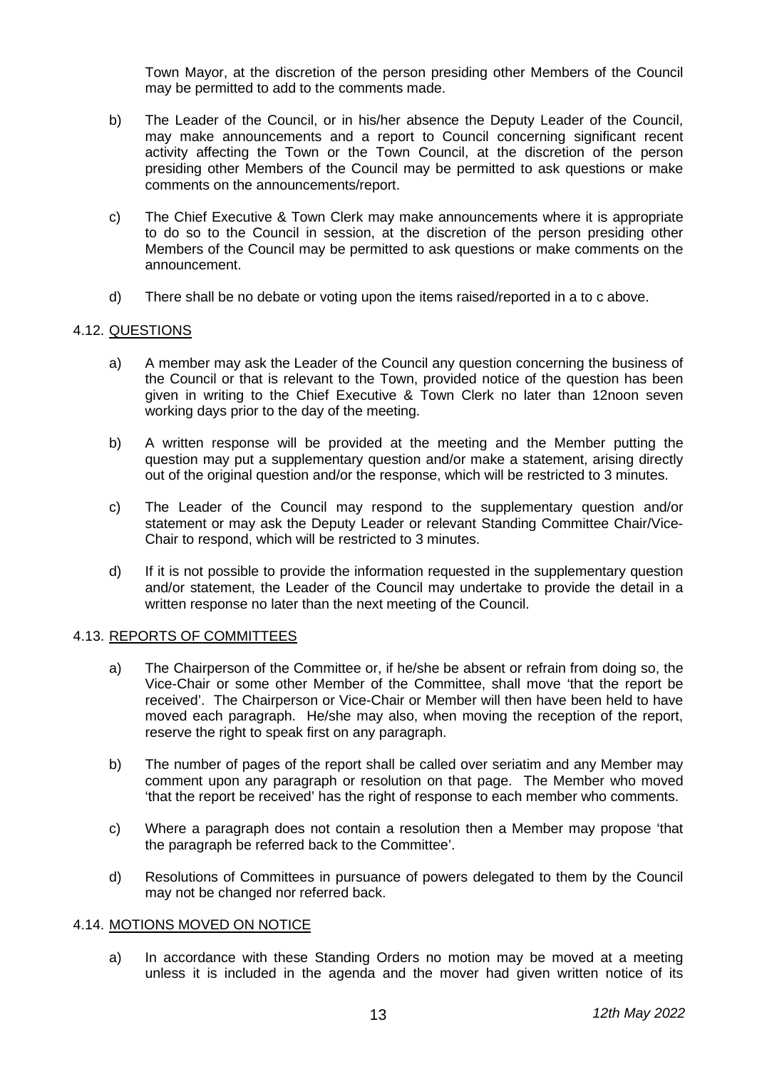Town Mayor, at the discretion of the person presiding other Members of the Council may be permitted to add to the comments made.

b) The Leader of the Council, or in his/her absence the Deputy Leader of the Council, may make announcements and a report to Council concerning significant recent activity affecting the Town or the Town Council, at the discretion of the person presiding other Members of the Council may be permitted to ask questions or make comments on the announcements/report.

c) The Chief Executive & Town Clerk may make announcements where it is appropriate to do so to the Council in session, at the discretion of the person presiding other Members of the Council may be permitted to ask questions or make comments on the announcement.

d) There shall be no debate or voting upon the items raised/reported in a to c above.

### 4.12. QUESTIONS

a) A member may ask the Leader of the Council any question concerning the business of the Council or that is relevant to the Town, provided notice of the question has been given in writing to the Chief Executive & Town Clerk no later than 12noon seven working days prior to the day of the meeting.

b) A written response will be provided at the meeting and the Member putting the question may put a supplementary question and/or make a statement, arising directly out of the original question and/or the response, which will be restricted to 3 minutes.

c) The Leader of the Council may respond to the supplementary question and/or statement or may ask the Deputy Leader or relevant Standing Committee Chair/Vice-Chair to respond, which will be restricted to 3 minutes.

d) If it is not possible to provide the information requested in the supplementary question and/or statement, the Leader of the Council may undertake to provide the detail in a written response no later than the next meeting of the Council.

### 4.13. REPORTS OF COMMITTEES

a) The Chairperson of the Committee or, if he/she be absent or refrain from doing so, the Vice-Chair or some other Member of the Committee, shall move 'that the report be received'. The Chairperson or Vice-Chair or Member will then have been held to have moved each paragraph. He/she may also, when moving the reception of the report, reserve the right to speak first on any paragraph.

b) The number of pages of the report shall be called over seriatim and any Member may comment upon any paragraph or resolution on that page. The Member who moved 'that the report be received' has the right of response to each member who comments.

c) Where a paragraph does not contain a resolution then a Member may propose 'that the paragraph be referred back to the Committee'.

d) Resolutions of Committees in pursuance of powers delegated to them by the Council may not be changed nor referred back.

### 4.14. MOTIONS MOVED ON NOTICE

a) In accordance with these Standing Orders no motion may be moved at a meeting unless it is included in the agenda and the mover had given written notice of its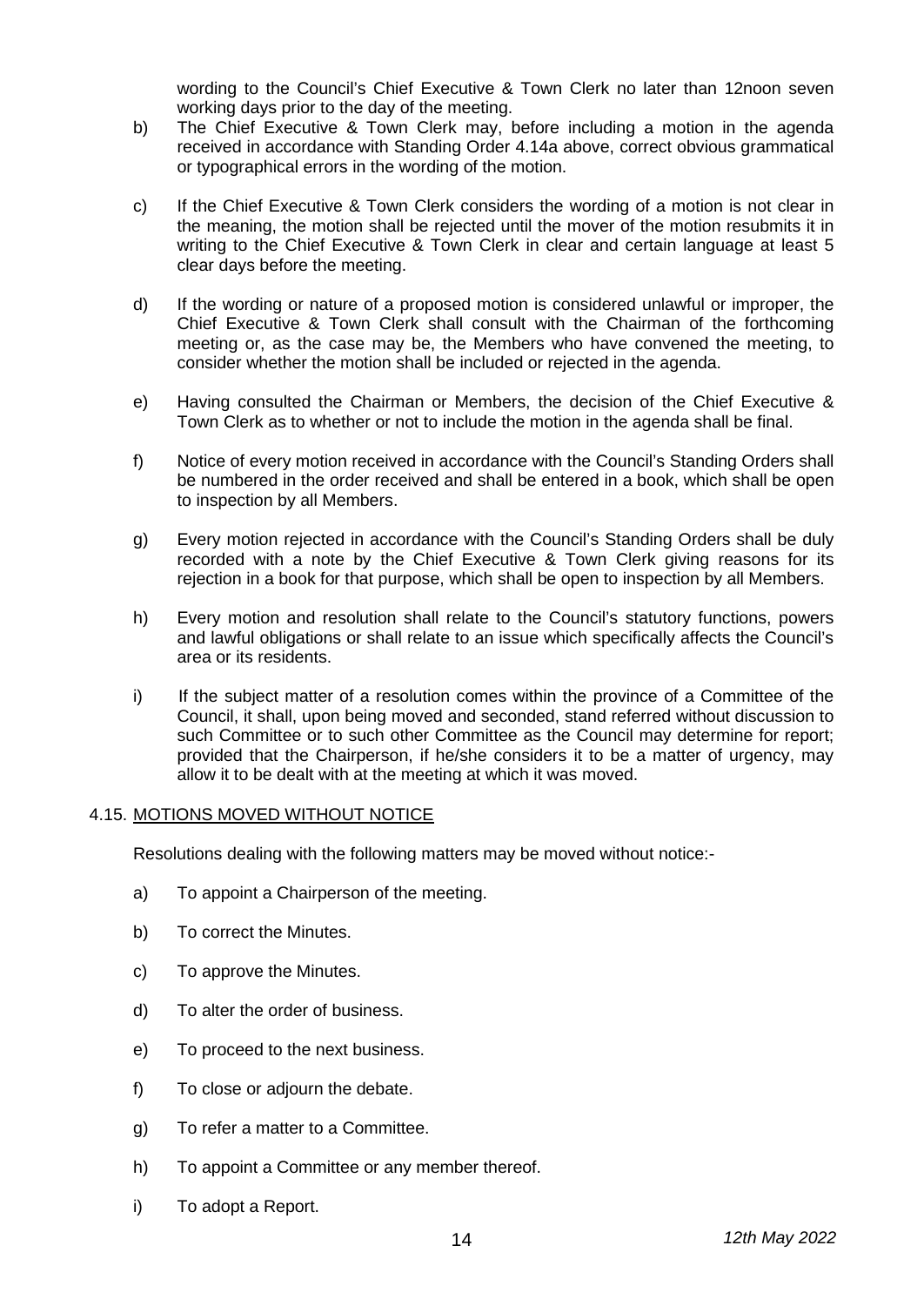wording to the Council's Chief Executive & Town Clerk no later than 12noon seven working days prior to the day of the meeting.

b) The Chief Executive & Town Clerk may, before including a motion in the agenda received in accordance with Standing Order 4.14a above, correct obvious grammatical or typographical errors in the wording of the motion.

c) If the Chief Executive & Town Clerk considers the wording of a motion is not clear in the meaning, the motion shall be rejected until the mover of the motion resubmits it in writing to the Chief Executive & Town Clerk in clear and certain language at least 5 clear days before the meeting.

d) If the wording or nature of a proposed motion is considered unlawful or improper, the Chief Executive & Town Clerk shall consult with the Chairman of the forthcoming meeting or, as the case may be, the Members who have convened the meeting, to consider whether the motion shall be included or rejected in the agenda.

e) Having consulted the Chairman or Members, the decision of the Chief Executive & Town Clerk as to whether or not to include the motion in the agenda shall be final.

f) Notice of every motion received in accordance with the Council's Standing Orders shall be numbered in the order received and shall be entered in a book, which shall be open to inspection by all Members.

g) Every motion rejected in accordance with the Council's Standing Orders shall be duly recorded with a note by the Chief Executive & Town Clerk giving reasons for its rejection in a book for that purpose, which shall be open to inspection by all Members.

h) Every motion and resolution shall relate to the Council's statutory functions, powers and lawful obligations or shall relate to an issue which specifically affects the Council's area or its residents.

i) If the subject matter of a resolution comes within the province of a Committee of the Council, it shall, upon being moved and seconded, stand referred without discussion to such Committee or to such other Committee as the Council may determine for report; provided that the Chairperson, if he/she considers it to be a matter of urgency, may allow it to be dealt with at the meeting at which it was moved.

### 4.15. <u>MOTIONS MOVED WITHOUT NOTICE</u>

Resolutions dealing with the following matters may be moved without notice:-

a) To appoint a Chairperson of the meeting.

b) To correct the Minutes.

c) To approve the Minutes.

d) To alter the order of business.

e) To proceed to the next business.

f) To close or adjourn the debate.

g) To refer a matter to a Committee.

h) To appoint a Committee or any member thereof.

i) To adopt a Report.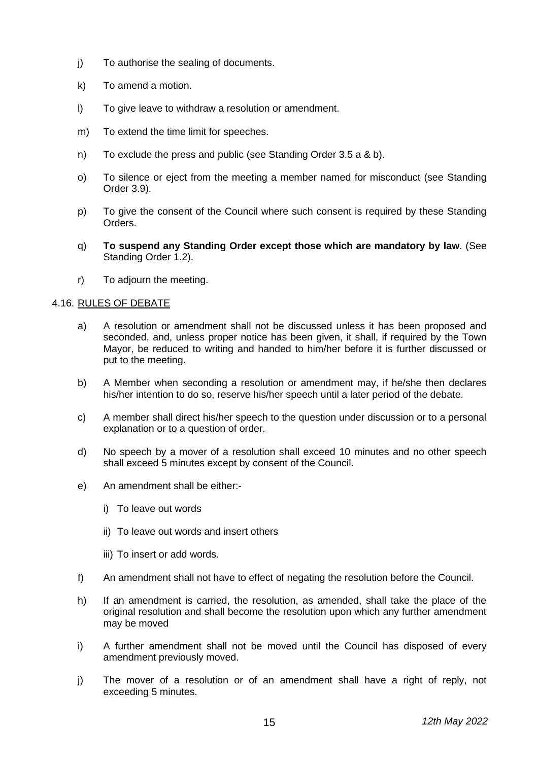j) To authorise the sealing of documents.

k) To amend a motion.

l) To give leave to withdraw a resolution or amendment.

m) To extend the time limit for speeches.

n) To exclude the press and public (see Standing Order 3.5 a & b).

o) To silence or eject from the meeting a member named for misconduct (see Standing Order 3.9).

p) To give the consent of the Council where such consent is required by these Standing Orders.

q) **To suspend any Standing Order except those which are mandatory by law**. (See Standing Order 1.2).

r) To adjourn the meeting.

4.16. RULES OF DEBATE

a) A resolution or amendment shall not be discussed unless it has been proposed and seconded, and, unless proper notice has been given, it shall, if required by the Town Mayor, be reduced to writing and handed to him/her before it is further discussed or put to the meeting.

b) A Member when seconding a resolution or amendment may, if he/she then declares his/her intention to do so, reserve his/her speech until a later period of the debate.

c) A member shall direct his/her speech to the question under discussion or to a personal explanation or to a question of order.

d) No speech by a mover of a resolution shall exceed 10 minutes and no other speech shall exceed 5 minutes except by consent of the Council.

e) An amendment shall be either:-

    i) To leave out words

    ii) To leave out words and insert others

    iii) To insert or add words.

f) An amendment shall not have to effect of negating the resolution before the Council.

h) If an amendment is carried, the resolution, as amended, shall take the place of the original resolution and shall become the resolution upon which any further amendment may be moved

i) A further amendment shall not be moved until the Council has disposed of every amendment previously moved.

j) The mover of a resolution or of an amendment shall have a right of reply, not exceeding 5 minutes.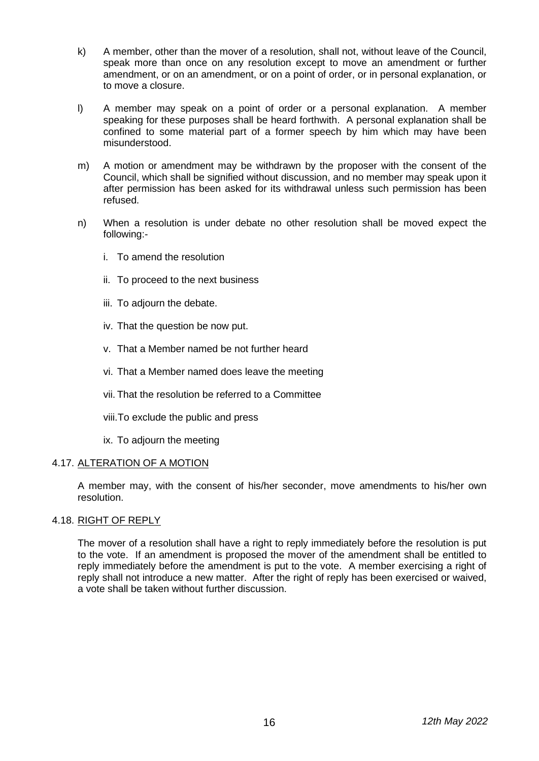k) A member, other than the mover of a resolution, shall not, without leave of the Council, speak more than once on any resolution except to move an amendment or further amendment, or on an amendment, or on a point of order, or in personal explanation, or to move a closure.

l) A member may speak on a point of order or a personal explanation. A member speaking for these purposes shall be heard forthwith. A personal explanation shall be confined to some material part of a former speech by him which may have been misunderstood.

m) A motion or amendment may be withdrawn by the proposer with the consent of the Council, which shall be signified without discussion, and no member may speak upon it after permission has been asked for its withdrawal unless such permission has been refused.

n) When a resolution is under debate no other resolution shall be moved expect the following:-

   i. To amend the resolution

   ii. To proceed to the next business

   iii. To adjourn the debate.

   iv. That the question be now put.

   v. That a Member named be not further heard

   vi. That a Member named does leave the meeting

   vii. That the resolution be referred to a Committee

   viii. To exclude the public and press

   ix. To adjourn the meeting

### 4.17. ALTERATION OF A MOTION

A member may, with the consent of his/her seconder, move amendments to his/her own resolution.

### 4.18. RIGHT OF REPLY

The mover of a resolution shall have a right to reply immediately before the resolution is put to the vote. If an amendment is proposed the mover of the amendment shall be entitled to reply immediately before the amendment is put to the vote. A member exercising a right of reply shall not introduce a new matter. After the right of reply has been exercised or waived, a vote shall be taken without further discussion.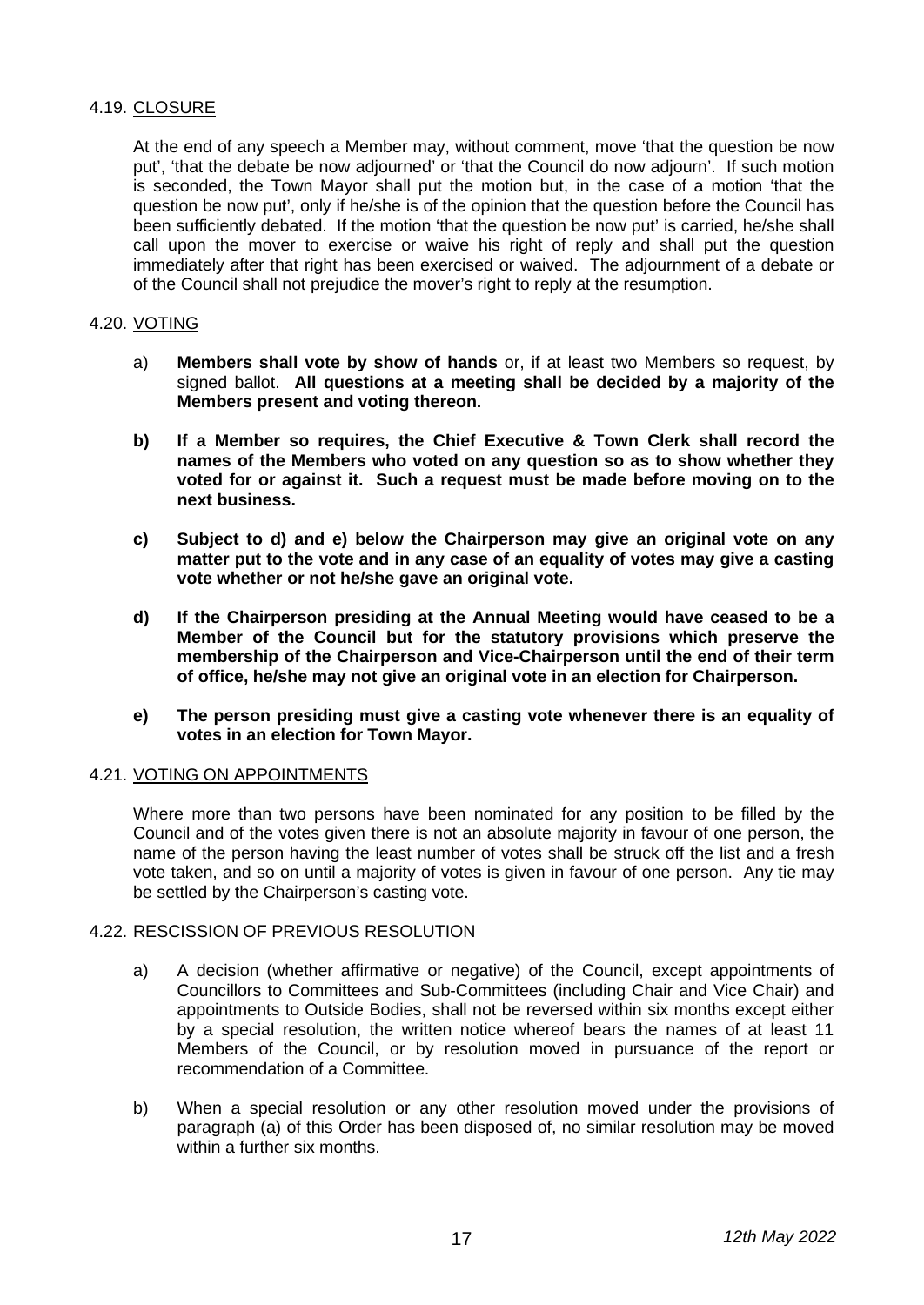### 4.19. CLOSURE

At the end of any speech a Member may, without comment, move 'that the question be now put', 'that the debate be now adjourned' or 'that the Council do now adjourn'. If such motion is seconded, the Town Mayor shall put the motion but, in the case of a motion 'that the question be now put', only if he/she is of the opinion that the question before the Council has been sufficiently debated. If the motion 'that the question be now put' is carried, he/she shall call upon the mover to exercise or waive his right of reply and shall put the question immediately after that right has been exercised or waived. The adjournment of a debate or of the Council shall not prejudice the mover's right to reply at the resumption.

### 4.20. VOTING

a) **Members shall vote by show of hands** or, if at least two Members so request, by signed ballot. **All questions at a meeting shall be decided by a majority of the Members present and voting thereon.**

**b) If a Member so requires, the Chief Executive & Town Clerk shall record the names of the Members who voted on any question so as to show whether they voted for or against it. Such a request must be made before moving on to the next business.**

**c) Subject to d) and e) below the Chairperson may give an original vote on any matter put to the vote and in any case of an equality of votes may give a casting vote whether or not he/she gave an original vote.**

**d) If the Chairperson presiding at the Annual Meeting would have ceased to be a Member of the Council but for the statutory provisions which preserve the membership of the Chairperson and Vice-Chairperson until the end of their term of office, he/she may not give an original vote in an election for Chairperson.**

**e) The person presiding must give a casting vote whenever there is an equality of votes in an election for Town Mayor.**

### 4.21. VOTING ON APPOINTMENTS

Where more than two persons have been nominated for any position to be filled by the Council and of the votes given there is not an absolute majority in favour of one person, the name of the person having the least number of votes shall be struck off the list and a fresh vote taken, and so on until a majority of votes is given in favour of one person. Any tie may be settled by the Chairperson's casting vote.

### 4.22. RESCISSION OF PREVIOUS RESOLUTION

a) A decision (whether affirmative or negative) of the Council, except appointments of Councillors to Committees and Sub-Committees (including Chair and Vice Chair) and appointments to Outside Bodies, shall not be reversed within six months except either by a special resolution, the written notice whereof bears the names of at least 11 Members of the Council, or by resolution moved in pursuance of the report or recommendation of a Committee.

b) When a special resolution or any other resolution moved under the provisions of paragraph (a) of this Order has been disposed of, no similar resolution may be moved within a further six months.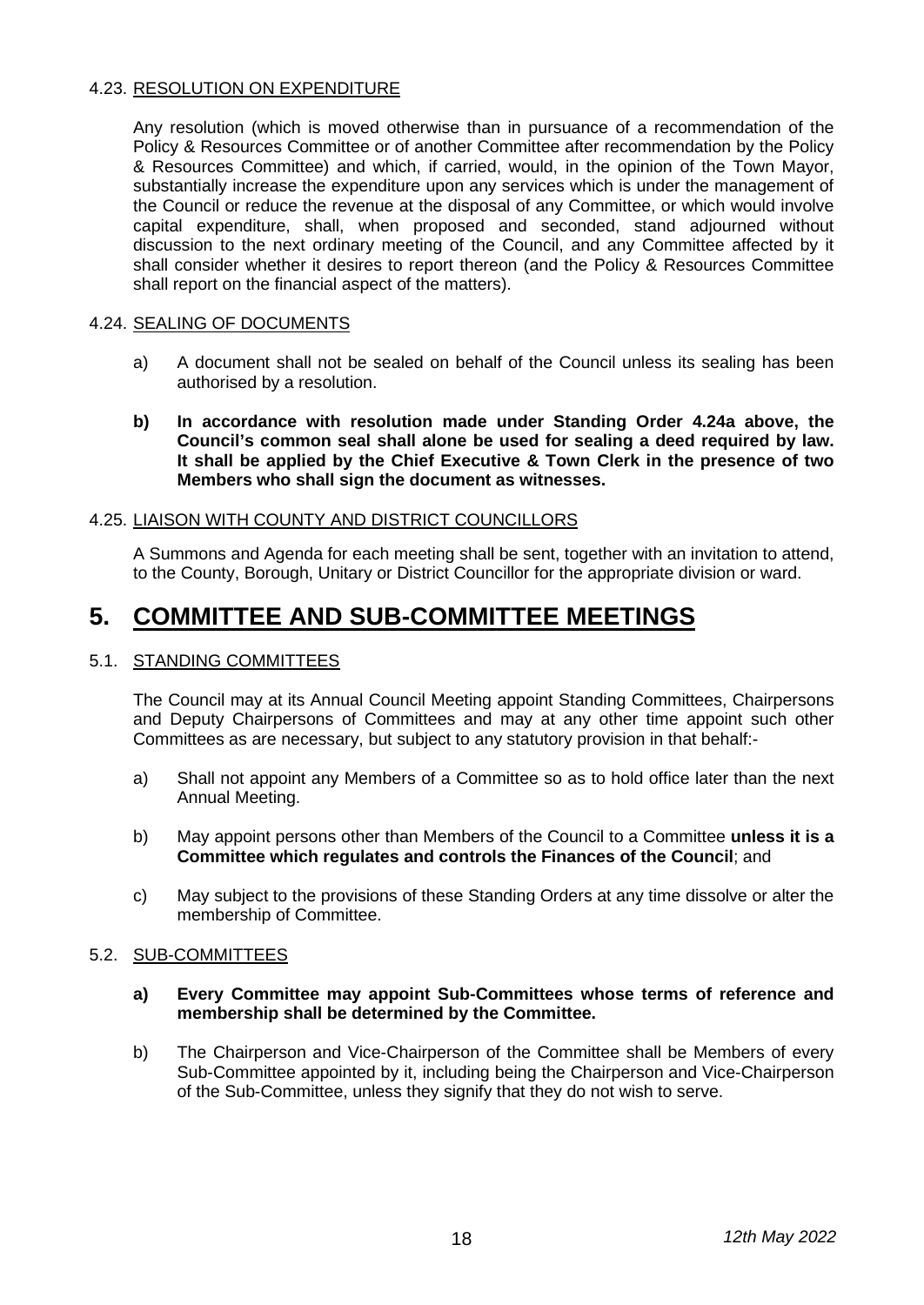### 4.23. RESOLUTION ON EXPENDITURE

Any resolution (which is moved otherwise than in pursuance of a recommendation of the Policy & Resources Committee or of another Committee after recommendation by the Policy & Resources Committee) and which, if carried, would, in the opinion of the Town Mayor, substantially increase the expenditure upon any services which is under the management of the Council or reduce the revenue at the disposal of any Committee, or which would involve capital expenditure, shall, when proposed and seconded, stand adjourned without discussion to the next ordinary meeting of the Council, and any Committee affected by it shall consider whether it desires to report thereon (and the Policy & Resources Committee shall report on the financial aspect of the matters).

### 4.24. SEALING OF DOCUMENTS

a) A document shall not be sealed on behalf of the Council unless its sealing has been authorised by a resolution.

**b) In accordance with resolution made under Standing Order 4.24a above, the Council's common seal shall alone be used for sealing a deed required by law. It shall be applied by the Chief Executive & Town Clerk in the presence of two Members who shall sign the document as witnesses.**

### 4.25. LIAISON WITH COUNTY AND DISTRICT COUNCILLORS

A Summons and Agenda for each meeting shall be sent, together with an invitation to attend, to the County, Borough, Unitary or District Councillor for the appropriate division or ward.

# 5. COMMITTEE AND SUB-COMMITTEE MEETINGS

### 5.1. STANDING COMMITTEES

The Council may at its Annual Council Meeting appoint Standing Committees, Chairpersons and Deputy Chairpersons of Committees and may at any other time appoint such other Committees as are necessary, but subject to any statutory provision in that behalf:-

a) Shall not appoint any Members of a Committee so as to hold office later than the next Annual Meeting.

b) May appoint persons other than Members of the Council to a Committee **unless it is a Committee which regulates and controls the Finances of the Council**; and

c) May subject to the provisions of these Standing Orders at any time dissolve or alter the membership of Committee.

### 5.2. SUB-COMMITTEES

**a) Every Committee may appoint Sub-Committees whose terms of reference and membership shall be determined by the Committee.**

b) The Chairperson and Vice-Chairperson of the Committee shall be Members of every Sub-Committee appointed by it, including being the Chairperson and Vice-Chairperson of the Sub-Committee, unless they signify that they do not wish to serve.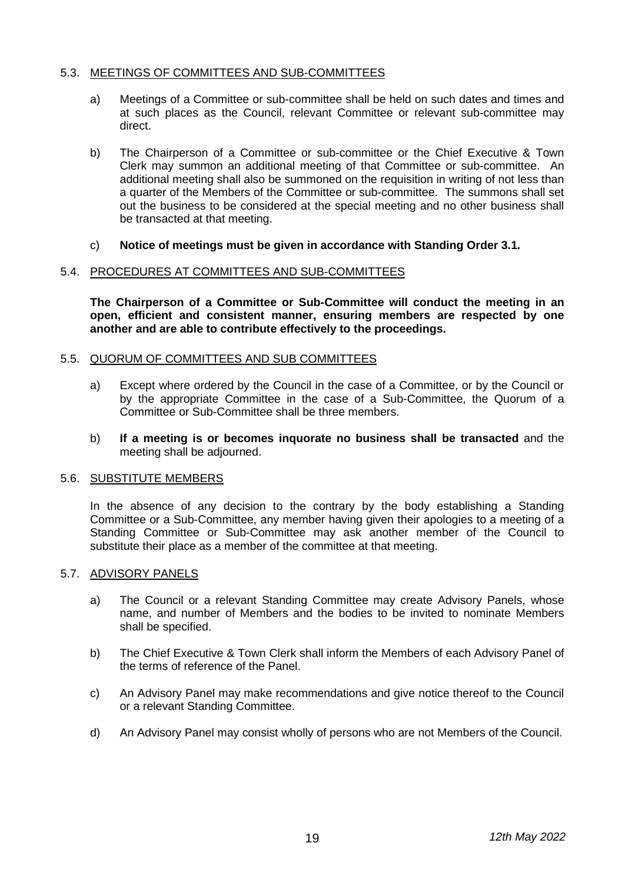## 5.3. MEETINGS OF COMMITTEES AND SUB-COMMITTEES

a) Meetings of a Committee or sub-committee shall be held on such dates and times and at such places as the Council, relevant Committee or relevant sub-committee may direct.

b) The Chairperson of a Committee or sub-committee or the Chief Executive & Town Clerk may summon an additional meeting of that Committee or sub-committee. An additional meeting shall also be summoned on the requisition in writing of not less than a quarter of the Members of the Committee or sub-committee. The summons shall set out the business to be considered at the special meeting and no other business shall be transacted at that meeting.

c) **Notice of meetings must be given in accordance with Standing Order 3.1.**

## 5.4. PROCEDURES AT COMMITTEES AND SUB-COMMITTEES

**The Chairperson of a Committee or Sub-Committee will conduct the meeting in an open, efficient and consistent manner, ensuring members are respected by one another and are able to contribute effectively to the proceedings.**

## 5.5. QUORUM OF COMMITTEES AND SUB COMMITTEES

a) Except where ordered by the Council in the case of a Committee, or by the Council or by the appropriate Committee in the case of a Sub-Committee, the Quorum of a Committee or Sub-Committee shall be three members.

b) **If a meeting is or becomes inquorate no business shall be transacted** and the meeting shall be adjourned.

## 5.6. SUBSTITUTE MEMBERS

In the absence of any decision to the contrary by the body establishing a Standing Committee or a Sub-Committee, any member having given their apologies to a meeting of a Standing Committee or Sub-Committee may ask another member of the Council to substitute their place as a member of the committee at that meeting.

## 5.7. ADVISORY PANELS

a) The Council or a relevant Standing Committee may create Advisory Panels, whose name, and number of Members and the bodies to be invited to nominate Members shall be specified.

b) The Chief Executive & Town Clerk shall inform the Members of each Advisory Panel of the terms of reference of the Panel.

c) An Advisory Panel may make recommendations and give notice thereof to the Council or a relevant Standing Committee.

d) An Advisory Panel may consist wholly of persons who are not Members of the Council.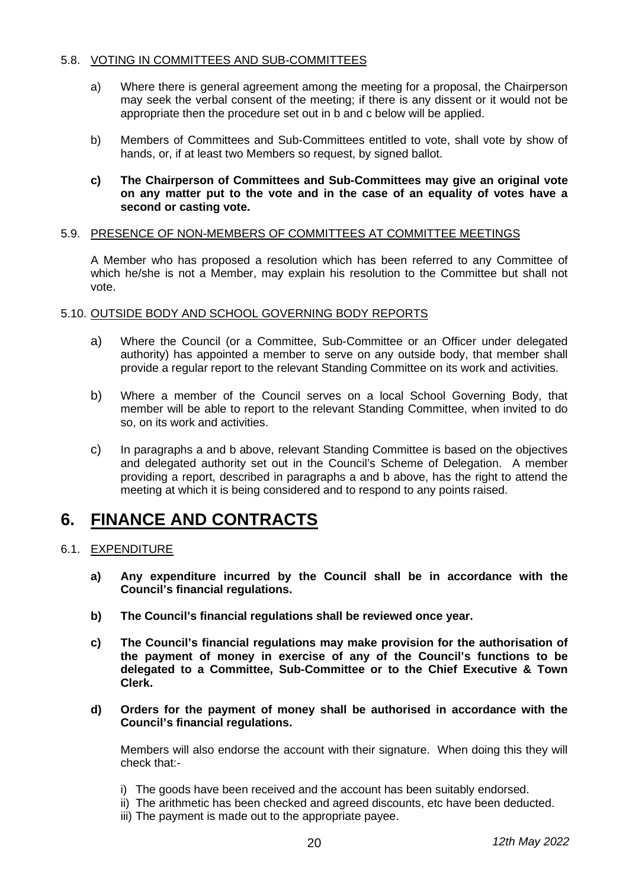### 5.8. VOTING IN COMMITTEES AND SUB-COMMITTEES

a) Where there is general agreement among the meeting for a proposal, the Chairperson may seek the verbal consent of the meeting; if there is any dissent or it would not be appropriate then the procedure set out in b and c below will be applied.

b) Members of Committees and Sub-Committees entitled to vote, shall vote by show of hands, or, if at least two Members so request, by signed ballot.

**c) The Chairperson of Committees and Sub-Committees may give an original vote on any matter put to the vote and in the case of an equality of votes have a second or casting vote.**

### 5.9. PRESENCE OF NON-MEMBERS OF COMMITTEES AT COMMITTEE MEETINGS

A Member who has proposed a resolution which has been referred to any Committee of which he/she is not a Member, may explain his resolution to the Committee but shall not vote.

### 5.10. OUTSIDE BODY AND SCHOOL GOVERNING BODY REPORTS

a) Where the Council (or a Committee, Sub-Committee or an Officer under delegated authority) has appointed a member to serve on any outside body, that member shall provide a regular report to the relevant Standing Committee on its work and activities.

b) Where a member of the Council serves on a local School Governing Body, that member will be able to report to the relevant Standing Committee, when invited to do so, on its work and activities.

c) In paragraphs a and b above, relevant Standing Committee is based on the objectives and delegated authority set out in the Council's Scheme of Delegation. A member providing a report, described in paragraphs a and b above, has the right to attend the meeting at which it is being considered and to respond to any points raised.

# 6. FINANCE AND CONTRACTS

### 6.1. EXPENDITURE

**a) Any expenditure incurred by the Council shall be in accordance with the Council's financial regulations.**

**b) The Council's financial regulations shall be reviewed once year.**

**c) The Council's financial regulations may make provision for the authorisation of the payment of money in exercise of any of the Council's functions to be delegated to a Committee, Sub-Committee or to the Chief Executive & Town Clerk.**

**d) Orders for the payment of money shall be authorised in accordance with the Council's financial regulations.**

Members will also endorse the account with their signature. When doing this they will check that:-

i) The goods have been received and the account has been suitably endorsed.
ii) The arithmetic has been checked and agreed discounts, etc have been deducted.
iii) The payment is made out to the appropriate payee.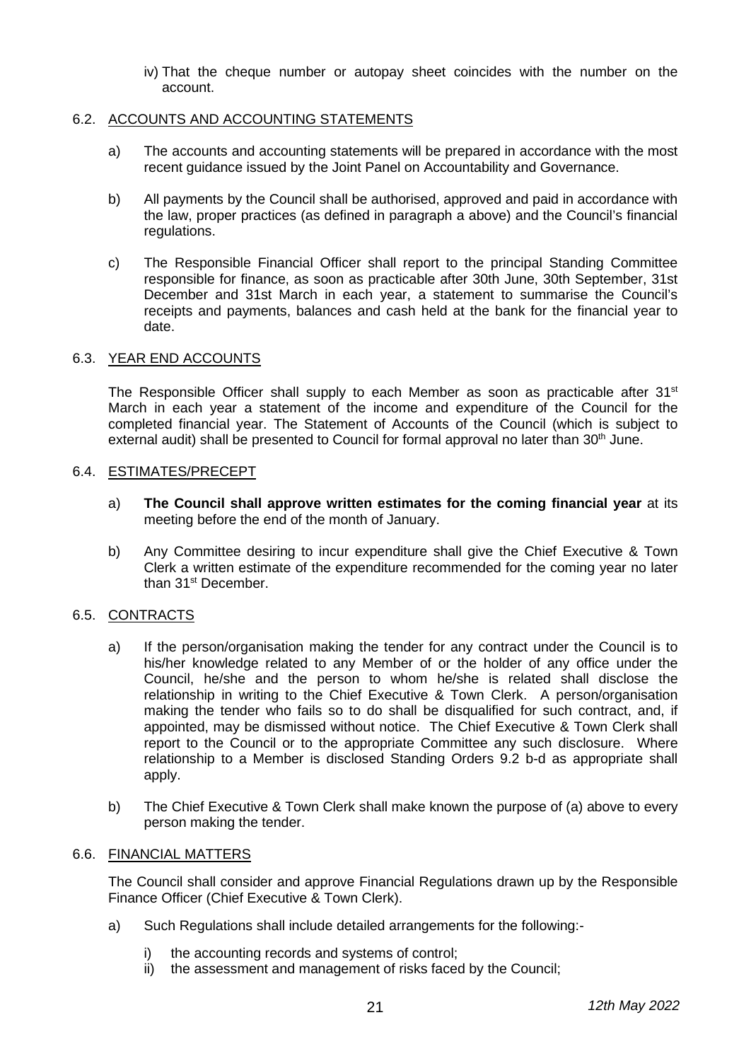iv) That the cheque number or autopay sheet coincides with the number on the account.

### 6.2. ACCOUNTS AND ACCOUNTING STATEMENTS

a) The accounts and accounting statements will be prepared in accordance with the most recent guidance issued by the Joint Panel on Accountability and Governance.

b) All payments by the Council shall be authorised, approved and paid in accordance with the law, proper practices (as defined in paragraph a above) and the Council's financial regulations.

c) The Responsible Financial Officer shall report to the principal Standing Committee responsible for finance, as soon as practicable after 30th June, 30th September, 31st December and 31st March in each year, a statement to summarise the Council's receipts and payments, balances and cash held at the bank for the financial year to date.

### 6.3. YEAR END ACCOUNTS

The Responsible Officer shall supply to each Member as soon as practicable after 31st March in each year a statement of the income and expenditure of the Council for the completed financial year. The Statement of Accounts of the Council (which is subject to external audit) shall be presented to Council for formal approval no later than 30th June.

### 6.4. ESTIMATES/PRECEPT

a) **The Council shall approve written estimates for the coming financial year** at its meeting before the end of the month of January.

b) Any Committee desiring to incur expenditure shall give the Chief Executive & Town Clerk a written estimate of the expenditure recommended for the coming year no later than 31st December.

### 6.5. CONTRACTS

a) If the person/organisation making the tender for any contract under the Council is to his/her knowledge related to any Member of or the holder of any office under the Council, he/she and the person to whom he/she is related shall disclose the relationship in writing to the Chief Executive & Town Clerk. A person/organisation making the tender who fails so to do shall be disqualified for such contract, and, if appointed, may be dismissed without notice. The Chief Executive & Town Clerk shall report to the Council or to the appropriate Committee any such disclosure. Where relationship to a Member is disclosed Standing Orders 9.2 b-d as appropriate shall apply.

b) The Chief Executive & Town Clerk shall make known the purpose of (a) above to every person making the tender.

### 6.6. FINANCIAL MATTERS

The Council shall consider and approve Financial Regulations drawn up by the Responsible Finance Officer (Chief Executive & Town Clerk).

a) Such Regulations shall include detailed arrangements for the following:-

   i) the accounting records and systems of control;
   ii) the assessment and management of risks faced by the Council;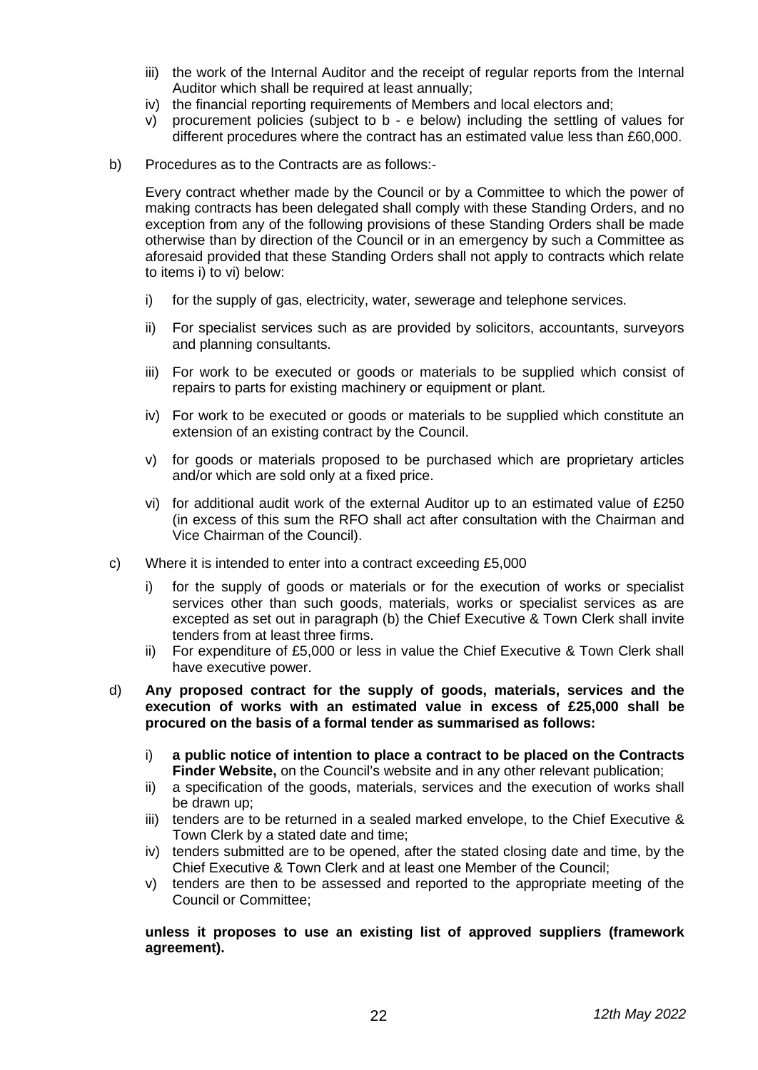iii) the work of the Internal Auditor and the receipt of regular reports from the Internal Auditor which shall be required at least annually;

iv) the financial reporting requirements of Members and local electors and;

v) procurement policies (subject to b - e below) including the settling of values for different procedures where the contract has an estimated value less than £60,000.

b) Procedures as to the Contracts are as follows:-

Every contract whether made by the Council or by a Committee to which the power of making contracts has been delegated shall comply with these Standing Orders, and no exception from any of the following provisions of these Standing Orders shall be made otherwise than by direction of the Council or in an emergency by such a Committee as aforesaid provided that these Standing Orders shall not apply to contracts which relate to items i) to vi) below:

i) for the supply of gas, electricity, water, sewerage and telephone services.

ii) For specialist services such as are provided by solicitors, accountants, surveyors and planning consultants.

iii) For work to be executed or goods or materials to be supplied which consist of repairs to parts for existing machinery or equipment or plant.

iv) For work to be executed or goods or materials to be supplied which constitute an extension of an existing contract by the Council.

v) for goods or materials proposed to be purchased which are proprietary articles and/or which are sold only at a fixed price.

vi) for additional audit work of the external Auditor up to an estimated value of £250 (in excess of this sum the RFO shall act after consultation with the Chairman and Vice Chairman of the Council).

c) Where it is intended to enter into a contract exceeding £5,000

i) for the supply of goods or materials or for the execution of works or specialist services other than such goods, materials, works or specialist services as are excepted as set out in paragraph (b) the Chief Executive & Town Clerk shall invite tenders from at least three firms.

ii) For expenditure of £5,000 or less in value the Chief Executive & Town Clerk shall have executive power.

d) **Any proposed contract for the supply of goods, materials, services and the execution of works with an estimated value in excess of £25,000 shall be procured on the basis of a formal tender as summarised as follows:**

i) **a public notice of intention to place a contract to be placed on the Contracts Finder Website,** on the Council's website and in any other relevant publication;

ii) a specification of the goods, materials, services and the execution of works shall be drawn up;

iii) tenders are to be returned in a sealed marked envelope, to the Chief Executive & Town Clerk by a stated date and time;

iv) tenders submitted are to be opened, after the stated closing date and time, by the Chief Executive & Town Clerk and at least one Member of the Council;

v) tenders are then to be assessed and reported to the appropriate meeting of the Council or Committee;

**unless it proposes to use an existing list of approved suppliers (framework agreement).**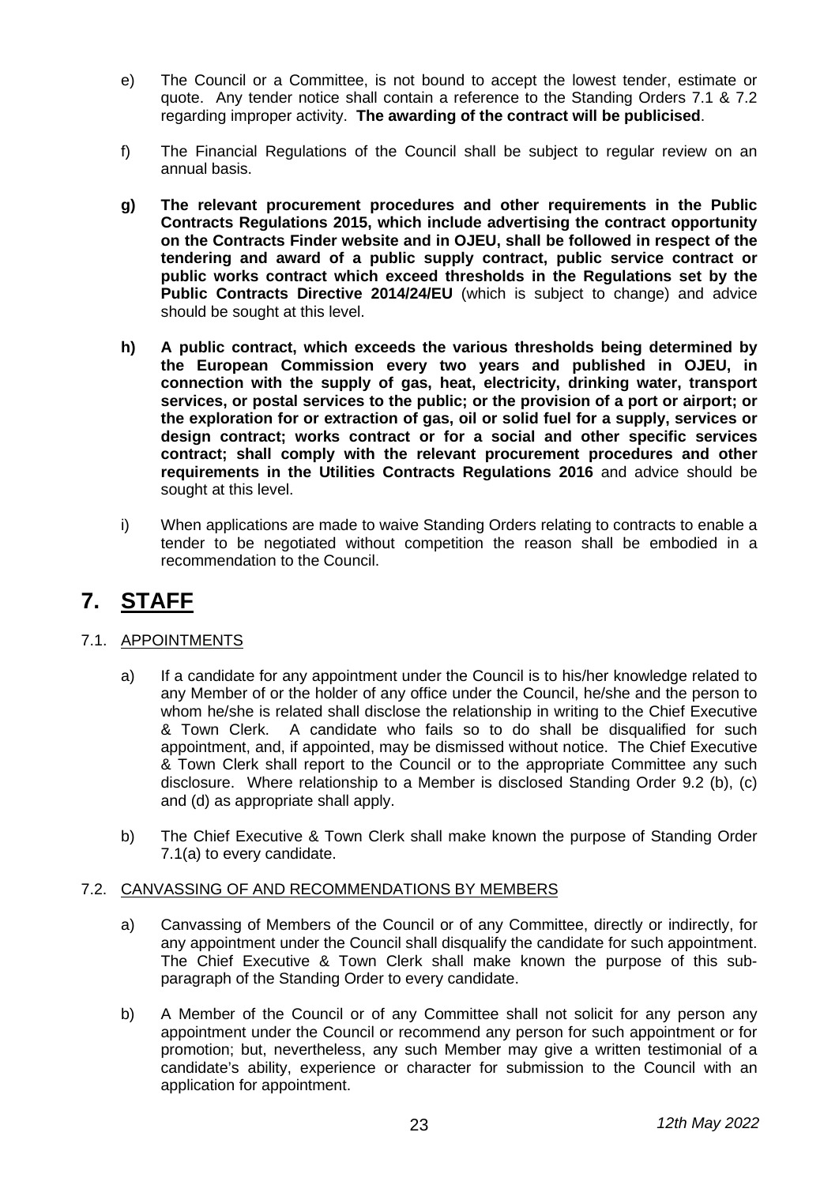e) The Council or a Committee, is not bound to accept the lowest tender, estimate or quote. Any tender notice shall contain a reference to the Standing Orders 7.1 & 7.2 regarding improper activity. **The awarding of the contract will be publicised**.

f) The Financial Regulations of the Council shall be subject to regular review on an annual basis.

**g) The relevant procurement procedures and other requirements in the Public Contracts Regulations 2015, which include advertising the contract opportunity on the Contracts Finder website and in OJEU, shall be followed in respect of the tendering and award of a public supply contract, public service contract or public works contract which exceed thresholds in the Regulations set by the Public Contracts Directive 2014/24/EU** (which is subject to change) and advice should be sought at this level.

**h) A public contract, which exceeds the various thresholds being determined by the European Commission every two years and published in OJEU, in connection with the supply of gas, heat, electricity, drinking water, transport services, or postal services to the public; or the provision of a port or airport; or the exploration for or extraction of gas, oil or solid fuel for a supply, services or design contract; works contract or for a social and other specific services contract; shall comply with the relevant procurement procedures and other requirements in the Utilities Contracts Regulations 2016** and advice should be sought at this level.

i) When applications are made to waive Standing Orders relating to contracts to enable a tender to be negotiated without competition the reason shall be embodied in a recommendation to the Council.

# 7. STAFF

## 7.1. APPOINTMENTS

a) If a candidate for any appointment under the Council is to his/her knowledge related to any Member of or the holder of any office under the Council, he/she and the person to whom he/she is related shall disclose the relationship in writing to the Chief Executive & Town Clerk. A candidate who fails so to do shall be disqualified for such appointment, and, if appointed, may be dismissed without notice. The Chief Executive & Town Clerk shall report to the Council or to the appropriate Committee any such disclosure. Where relationship to a Member is disclosed Standing Order 9.2 (b), (c) and (d) as appropriate shall apply.

b) The Chief Executive & Town Clerk shall make known the purpose of Standing Order 7.1(a) to every candidate.

## 7.2. CANVASSING OF AND RECOMMENDATIONS BY MEMBERS

a) Canvassing of Members of the Council or of any Committee, directly or indirectly, for any appointment under the Council shall disqualify the candidate for such appointment. The Chief Executive & Town Clerk shall make known the purpose of this sub-paragraph of the Standing Order to every candidate.

b) A Member of the Council or of any Committee shall not solicit for any person any appointment under the Council or recommend any person for such appointment or for promotion; but, nevertheless, any such Member may give a written testimonial of a candidate's ability, experience or character for submission to the Council with an application for appointment.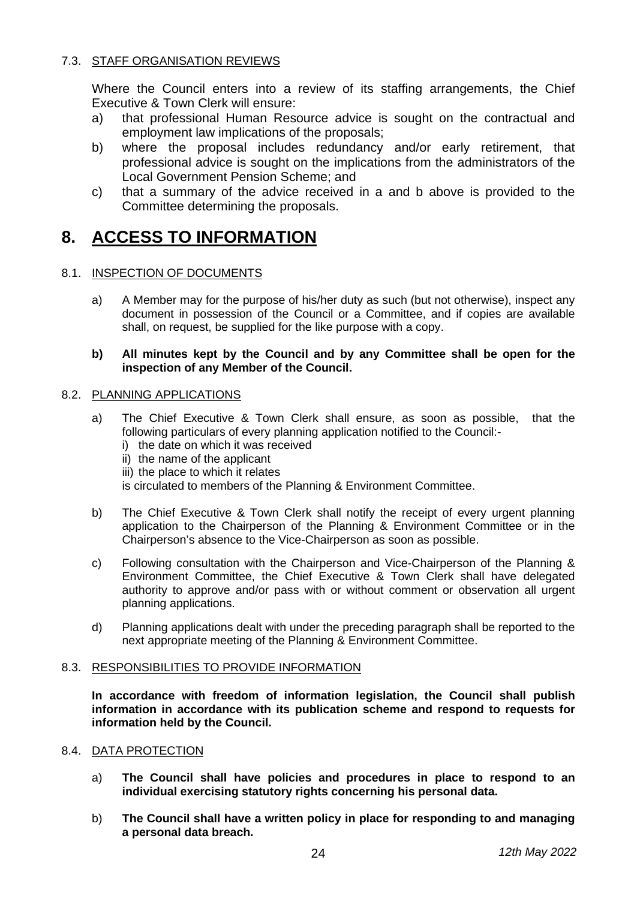7.3. STAFF ORGANISATION REVIEWS

Where the Council enters into a review of its staffing arrangements, the Chief Executive & Town Clerk will ensure:

a) that professional Human Resource advice is sought on the contractual and employment law implications of the proposals;
b) where the proposal includes redundancy and/or early retirement, that professional advice is sought on the implications from the administrators of the Local Government Pension Scheme; and
c) that a summary of the advice received in a and b above is provided to the Committee determining the proposals.

# 8. ACCESS TO INFORMATION

8.1. INSPECTION OF DOCUMENTS

a) A Member may for the purpose of his/her duty as such (but not otherwise), inspect any document in possession of the Council or a Committee, and if copies are available shall, on request, be supplied for the like purpose with a copy.

**b) All minutes kept by the Council and by any Committee shall be open for the inspection of any Member of the Council.**

8.2. PLANNING APPLICATIONS

a) The Chief Executive & Town Clerk shall ensure, as soon as possible, that the following particulars of every planning application notified to the Council:-
   i) the date on which it was received
   ii) the name of the applicant
   iii) the place to which it relates

   is circulated to members of the Planning & Environment Committee.

b) The Chief Executive & Town Clerk shall notify the receipt of every urgent planning application to the Chairperson of the Planning & Environment Committee or in the Chairperson's absence to the Vice-Chairperson as soon as possible.

c) Following consultation with the Chairperson and Vice-Chairperson of the Planning & Environment Committee, the Chief Executive & Town Clerk shall have delegated authority to approve and/or pass with or without comment or observation all urgent planning applications.

d) Planning applications dealt with under the preceding paragraph shall be reported to the next appropriate meeting of the Planning & Environment Committee.

8.3. RESPONSIBILITIES TO PROVIDE INFORMATION

**In accordance with freedom of information legislation, the Council shall publish information in accordance with its publication scheme and respond to requests for information held by the Council.**

8.4. DATA PROTECTION

a) **The Council shall have policies and procedures in place to respond to an individual exercising statutory rights concerning his personal data.**

b) **The Council shall have a written policy in place for responding to and managing a personal data breach.**

*12th May 2022*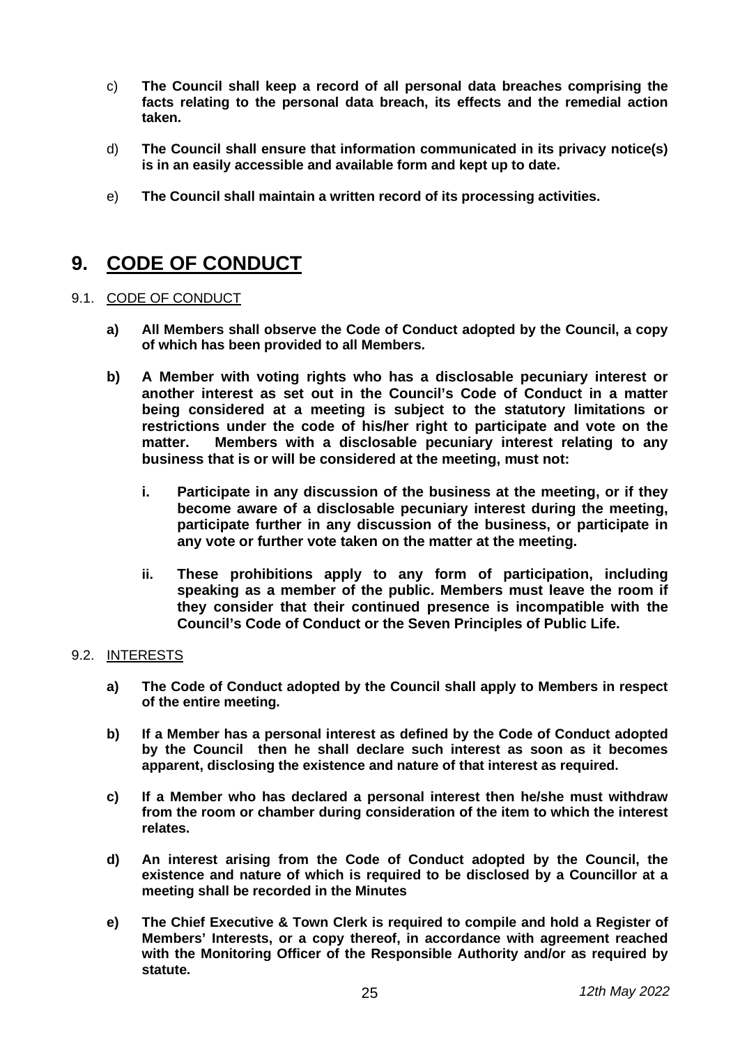c) **The Council shall keep a record of all personal data breaches comprising the facts relating to the personal data breach, its effects and the remedial action taken.**

d) **The Council shall ensure that information communicated in its privacy notice(s) is in an easily accessible and available form and kept up to date.**

e) **The Council shall maintain a written record of its processing activities.**

# 9. CODE OF CONDUCT

## 9.1. CODE OF CONDUCT

**a) All Members shall observe the Code of Conduct adopted by the Council, a copy of which has been provided to all Members.**

**b) A Member with voting rights who has a disclosable pecuniary interest or another interest as set out in the Council's Code of Conduct in a matter being considered at a meeting is subject to the statutory limitations or restrictions under the code of his/her right to participate and vote on the matter. Members with a disclosable pecuniary interest relating to any business that is or will be considered at the meeting, must not:**

**i. Participate in any discussion of the business at the meeting, or if they become aware of a disclosable pecuniary interest during the meeting, participate further in any discussion of the business, or participate in any vote or further vote taken on the matter at the meeting.**

**ii. These prohibitions apply to any form of participation, including speaking as a member of the public. Members must leave the room if they consider that their continued presence is incompatible with the Council's Code of Conduct or the Seven Principles of Public Life.**

## 9.2. INTERESTS

**a) The Code of Conduct adopted by the Council shall apply to Members in respect of the entire meeting.**

**b) If a Member has a personal interest as defined by the Code of Conduct adopted by the Council then he shall declare such interest as soon as it becomes apparent, disclosing the existence and nature of that interest as required.**

**c) If a Member who has declared a personal interest then he/she must withdraw from the room or chamber during consideration of the item to which the interest relates.**

**d) An interest arising from the Code of Conduct adopted by the Council, the existence and nature of which is required to be disclosed by a Councillor at a meeting shall be recorded in the Minutes**

**e) The Chief Executive & Town Clerk is required to compile and hold a Register of Members' Interests, or a copy thereof, in accordance with agreement reached with the Monitoring Officer of the Responsible Authority and/or as required by statute.**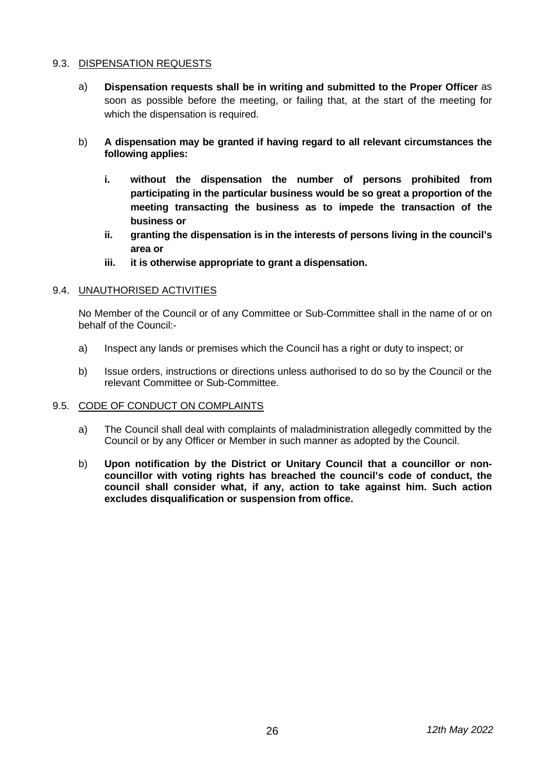### 9.3. DISPENSATION REQUESTS

a) **Dispensation requests shall be in writing and submitted to the Proper Officer** as soon as possible before the meeting, or failing that, at the start of the meeting for which the dispensation is required.

b) **A dispensation may be granted if having regard to all relevant circumstances the following applies:**

   i. **without the dispensation the number of persons prohibited from participating in the particular business would be so great a proportion of the meeting transacting the business as to impede the transaction of the business or**

   ii. **granting the dispensation is in the interests of persons living in the council's area or**

   iii. **it is otherwise appropriate to grant a dispensation.**

### 9.4. UNAUTHORISED ACTIVITIES

No Member of the Council or of any Committee or Sub-Committee shall in the name of or on behalf of the Council:-

a) Inspect any lands or premises which the Council has a right or duty to inspect; or

b) Issue orders, instructions or directions unless authorised to do so by the Council or the relevant Committee or Sub-Committee.

### 9.5. CODE OF CONDUCT ON COMPLAINTS

a) The Council shall deal with complaints of maladministration allegedly committed by the Council or by any Officer or Member in such manner as adopted by the Council.

b) **Upon notification by the District or Unitary Council that a councillor or non-councillor with voting rights has breached the council's code of conduct, the council shall consider what, if any, action to take against him. Such action excludes disqualification or suspension from office.**